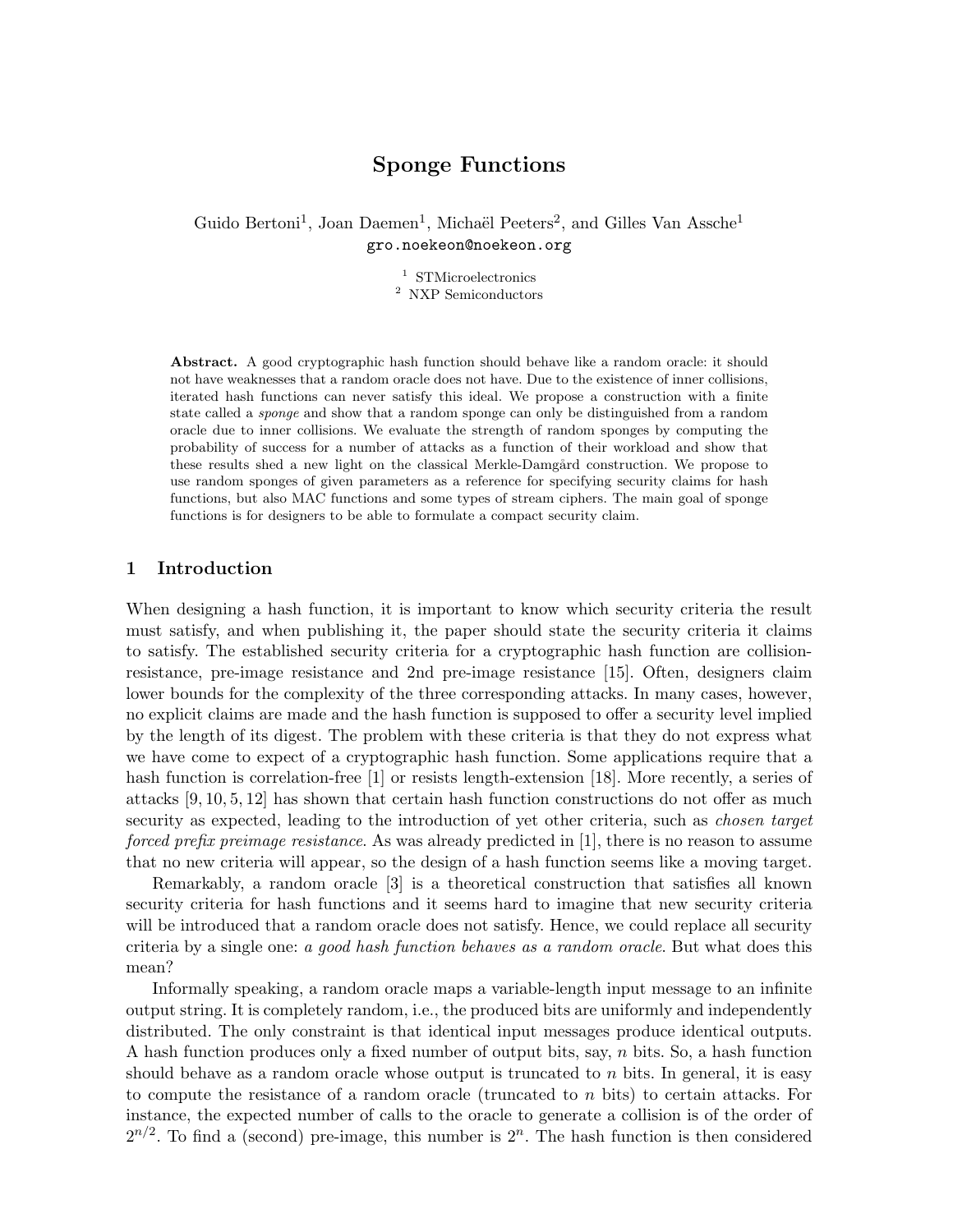# Sponge Functions

Guido Bertoni[1], Joan Daemen[1], Michaël Peeters[2], and Gilles Van Assche[1]

gro.noekeon@noekeon.org

[1] STMicroelectronics

[2] NXP Semiconductors

**Abstract.** A good cryptographic hash function should behave like a random oracle: it should not have weaknesses that a random oracle does not have. Due to the existence of inner collisions, iterated hash functions can never satisfy this ideal. We propose a construction with a finite state called a *sponge* and show that a random sponge can only be distinguished from a random oracle due to inner collisions. We evaluate the strength of random sponges by computing the probability of success for a number of attacks as a function of their workload and show that these results shed a new light on the classical Merkle-Damgård construction. We propose to use random sponges of given parameters as a reference for specifying security claims for hash functions, but also MAC functions and some types of stream ciphers. The main goal of sponge functions is for designers to be able to formulate a compact security claim.

## 1 Introduction

When designing a hash function, it is important to know which security criteria the result must satisfy, and when publishing it, the paper should state the security criteria it claims to satisfy. The established security criteria for a cryptographic hash function are collision-resistance, pre-image resistance and 2nd pre-image resistance [15]. Often, designers claim lower bounds for the complexity of the three corresponding attacks. In many cases, however, no explicit claims are made and the hash function is supposed to offer a security level implied by the length of its digest. The problem with these criteria is that they do not express what we have come to expect of a cryptographic hash function. Some applications require that a hash function is correlation-free [1] or resists length-extension [18]. More recently, a series of attacks [9, 10, 5, 12] has shown that certain hash function constructions do not offer as much security as expected, leading to the introduction of yet other criteria, such as *chosen target forced prefix preimage resistance*. As was already predicted in [1], there is no reason to assume that no new criteria will appear, so the design of a hash function seems like a moving target.

Remarkably, a random oracle [3] is a theoretical construction that satisfies all known security criteria for hash functions and it seems hard to imagine that new security criteria will be introduced that a random oracle does not satisfy. Hence, we could replace all security criteria by a single one: *a good hash function behaves as a random oracle*. But what does this mean?

Informally speaking, a random oracle maps a variable-length input message to an infinite output string. It is completely random, i.e., the produced bits are uniformly and independently distributed. The only constraint is that identical input messages produce identical outputs. A hash function produces only a fixed number of output bits, say, $n$ bits. So, a hash function should behave as a random oracle whose output is truncated to $n$ bits. In general, it is easy to compute the resistance of a random oracle (truncated to $n$ bits) to certain attacks. For instance, the expected number of calls to the oracle to generate a collision is of the order of $2^{n/2}$. To find a (second) pre-image, this number is $2^n$. The hash function is then considered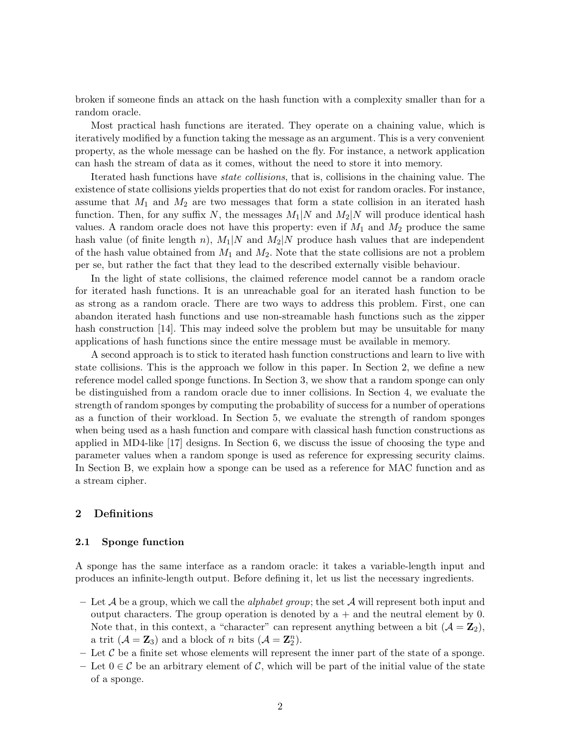broken if someone finds an attack on the hash function with a complexity smaller than for a random oracle.

Most practical hash functions are iterated. They operate on a chaining value, which is iteratively modified by a function taking the message as an argument. This is a very convenient property, as the whole message can be hashed on the fly. For instance, a network application can hash the stream of data as it comes, without the need to store it into memory.

Iterated hash functions have *state collisions*, that is, collisions in the chaining value. The existence of state collisions yields properties that do not exist for random oracles. For instance, assume that $M_1$ and $M_2$ are two messages that form a state collision in an iterated hash function. Then, for any suffix $N$, the messages $M_1|N$ and $M_2|N$ will produce identical hash values. A random oracle does not have this property: even if $M_1$ and $M_2$ produce the same hash value (of finite length $n$), $M_1|N$ and $M_2|N$ produce hash values that are independent of the hash value obtained from $M_1$ and $M_2$. Note that the state collisions are not a problem per se, but rather the fact that they lead to the described externally visible behaviour.

In the light of state collisions, the claimed reference model cannot be a random oracle for iterated hash functions. It is an unreachable goal for an iterated hash function to be as strong as a random oracle. There are two ways to address this problem. First, one can abandon iterated hash functions and use non-streamable hash functions such as the zipper hash construction [14]. This may indeed solve the problem but may be unsuitable for many applications of hash functions since the entire message must be available in memory.

A second approach is to stick to iterated hash function constructions and learn to live with state collisions. This is the approach we follow in this paper. In Section 2, we define a new reference model called sponge functions. In Section 3, we show that a random sponge can only be distinguished from a random oracle due to inner collisions. In Section 4, we evaluate the strength of random sponges by computing the probability of success for a number of operations as a function of their workload. In Section 5, we evaluate the strength of random sponges when being used as a hash function and compare with classical hash function constructions as applied in MD4-like [17] designs. In Section 6, we discuss the issue of choosing the type and parameter values when a random sponge is used as reference for expressing security claims. In Section B, we explain how a sponge can be used as a reference for MAC function and as a stream cipher.

## 2 Definitions

### 2.1 Sponge function

A sponge has the same interface as a random oracle: it takes a variable-length input and produces an infinite-length output. Before defining it, let us list the necessary ingredients.

- Let $\mathcal{A}$ be a group, which we call the *alphabet group*; the set $\mathcal{A}$ will represent both input and output characters. The group operation is denoted by a $+$ and the neutral element by 0. Note that, in this context, a "character" can represent anything between a bit ($\mathcal{A} = \mathbf{Z}_2$), a trit ($\mathcal{A} = \mathbf{Z}_3$) and a block of $n$ bits ($\mathcal{A} = \mathbf{Z}_2^n$).
- Let $\mathcal{C}$ be a finite set whose elements will represent the inner part of the state of a sponge.
- Let $0 \in \mathcal{C}$ be an arbitrary element of $\mathcal{C}$, which will be part of the initial value of the state of a sponge.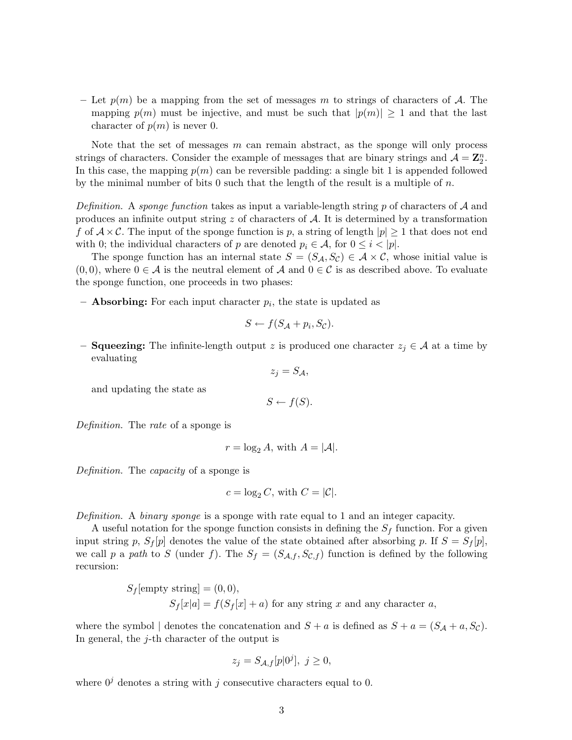- Let $p(m)$ be a mapping from the set of messages $m$ to strings of characters of $\mathcal{A}$. The mapping $p(m)$ must be injective, and must be such that $|p(m)| \geq 1$ and that the last character of $p(m)$ is never 0.

Note that the set of messages $m$ can remain abstract, as the sponge will only process strings of characters. Consider the example of messages that are binary strings and $\mathcal{A} = \mathbf{Z}_2^n$. In this case, the mapping $p(m)$ can be reversible padding: a single bit 1 is appended followed by the minimal number of bits 0 such that the length of the result is a multiple of $n$.

*Definition.* A *sponge function* takes as input a variable-length string $p$ of characters of $\mathcal{A}$ and produces an infinite output string $z$ of characters of $\mathcal{A}$. It is determined by a transformation $f$ of $\mathcal{A} \times \mathcal{C}$. The input of the sponge function is $p$, a string of length $|p| \geq 1$ that does not end with 0; the individual characters of $p$ are denoted $p_i \in \mathcal{A}$, for $0 \leq i < |p|$.

The sponge function has an internal state $S = (S_\mathcal{A}, S_\mathcal{C}) \in \mathcal{A} \times \mathcal{C}$, whose initial value is $(0, 0)$, where $0 \in \mathcal{A}$ is the neutral element of $\mathcal{A}$ and $0 \in \mathcal{C}$ is as described above. To evaluate the sponge function, one proceeds in two phases:

- **Absorbing:** For each input character $p_i$, the state is updated as

$$S \leftarrow f(S_\mathcal{A} + p_i, S_\mathcal{C}).$$

- **Squeezing:** The infinite-length output $z$ is produced one character $z_j \in \mathcal{A}$ at a time by evaluating

$$z_j = S_\mathcal{A},$$

and updating the state as

$$S \leftarrow f(S).$$

*Definition.* The *rate* of a sponge is

$$r = \log_2 A, \text{ with } A = |\mathcal{A}|.$$

*Definition.* The *capacity* of a sponge is

$$c = \log_2 C, \text{ with } C = |\mathcal{C}|.$$

*Definition.* A *binary sponge* is a sponge with rate equal to 1 and an integer capacity.

A useful notation for the sponge function consists in defining the $S_f$ function. For a given input string $p$, $S_f[p]$ denotes the value of the state obtained after absorbing $p$. If $S = S_f[p]$, we call $p$ a *path* to $S$ (under $f$). The $S_f = (S_{\mathcal{A},f}, S_{\mathcal{C},f})$ function is defined by the following recursion:

$$S_f[\text{empty string}] = (0, 0),$$
$$S_f[x|a] = f(S_f[x] + a) \text{ for any string } x \text{ and any character } a,$$

where the symbol $|$ denotes the concatenation and $S + a$ is defined as $S + a = (S_\mathcal{A} + a, S_\mathcal{C})$. In general, the $j$-th character of the output is

$$z_j = S_{\mathcal{A},f}[p|0^j], \ j \geq 0,$$

where $0^j$ denotes a string with $j$ consecutive characters equal to 0.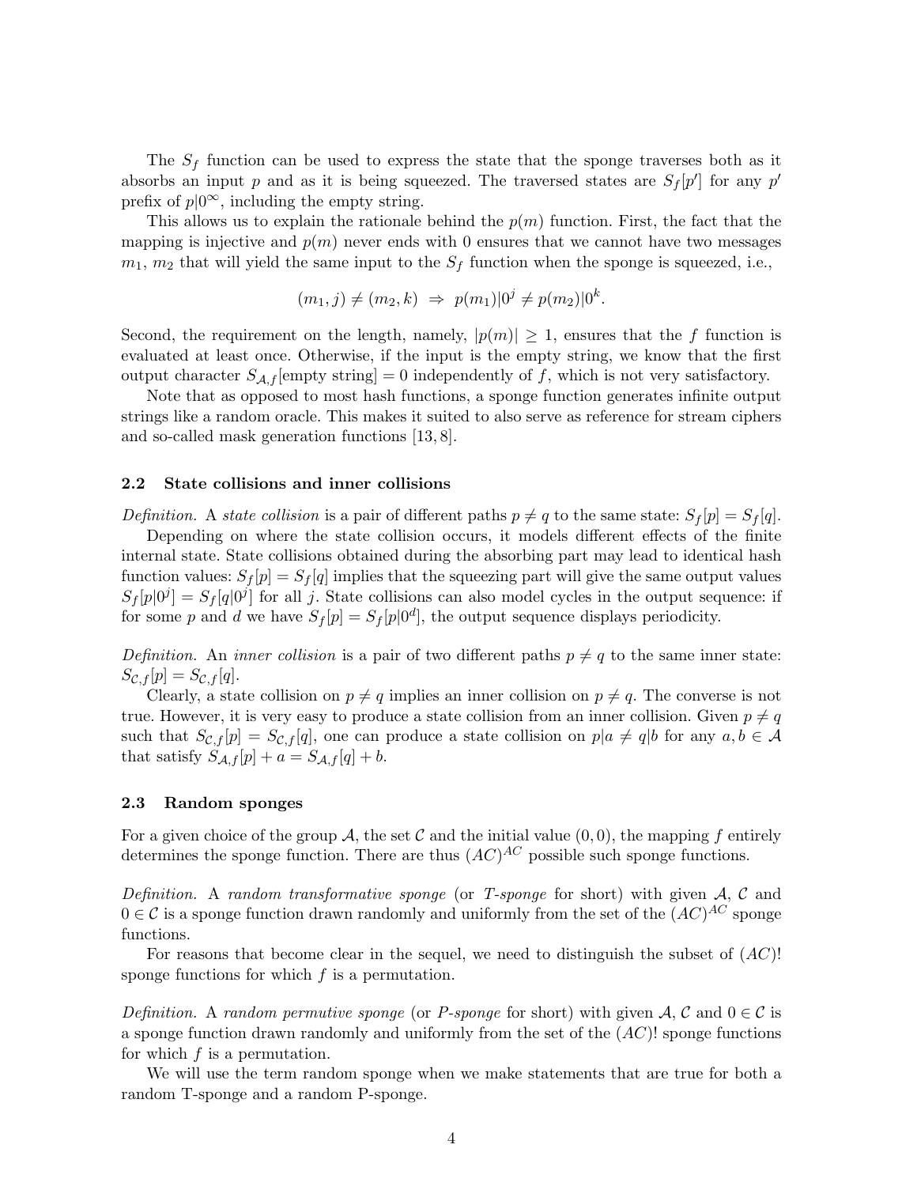The $S_f$ function can be used to express the state that the sponge traverses both as it absorbs an input $p$ and as it is being squeezed. The traversed states are $S_f[p']$ for any $p'$ prefix of $p|0^\infty$, including the empty string.

This allows us to explain the rationale behind the $p(m)$ function. First, the fact that the mapping is injective and $p(m)$ never ends with 0 ensures that we cannot have two messages $m_1$, $m_2$ that will yield the same input to the $S_f$ function when the sponge is squeezed, i.e.,

$$(m_1, j) \neq (m_2, k) \;\Rightarrow\; p(m_1)|0^j \neq p(m_2)|0^k.$$

Second, the requirement on the length, namely, $|p(m)| \geq 1$, ensures that the $f$ function is evaluated at least once. Otherwise, if the input is the empty string, we know that the first output character $S_{\mathcal{A},f}[\text{empty string}] = 0$ independently of $f$, which is not very satisfactory.

Note that as opposed to most hash functions, a sponge function generates infinite output strings like a random oracle. This makes it suited to also serve as reference for stream ciphers and so-called mask generation functions [13, 8].

### 2.2 State collisions and inner collisions

*Definition.* A *state collision* is a pair of different paths $p \neq q$ to the same state: $S_f[p] = S_f[q]$.

Depending on where the state collision occurs, it models different effects of the finite internal state. State collisions obtained during the absorbing part may lead to identical hash function values: $S_f[p] = S_f[q]$ implies that the squeezing part will give the same output values $S_f[p|0^j] = S_f[q|0^j]$ for all $j$. State collisions can also model cycles in the output sequence: if for some $p$ and $d$ we have $S_f[p] = S_f[p|0^d]$, the output sequence displays periodicity.

*Definition.* An *inner collision* is a pair of two different paths $p \neq q$ to the same inner state: $S_{\mathcal{C},f}[p] = S_{\mathcal{C},f}[q]$.

Clearly, a state collision on $p \neq q$ implies an inner collision on $p \neq q$. The converse is not true. However, it is very easy to produce a state collision from an inner collision. Given $p \neq q$ such that $S_{\mathcal{C},f}[p] = S_{\mathcal{C},f}[q]$, one can produce a state collision on $p|a \neq q|b$ for any $a, b \in \mathcal{A}$ that satisfy $S_{\mathcal{A},f}[p] + a = S_{\mathcal{A},f}[q] + b$.

### 2.3 Random sponges

For a given choice of the group $\mathcal{A}$, the set $\mathcal{C}$ and the initial value $(0, 0)$, the mapping $f$ entirely determines the sponge function. There are thus $(AC)^{AC}$ possible such sponge functions.

*Definition.* A *random transformative sponge* (or *T-sponge* for short) with given $\mathcal{A}$, $\mathcal{C}$ and $0 \in \mathcal{C}$ is a sponge function drawn randomly and uniformly from the set of the $(AC)^{AC}$ sponge functions.

For reasons that become clear in the sequel, we need to distinguish the subset of $(AC)!$ sponge functions for which $f$ is a permutation.

*Definition.* A *random permutive sponge* (or *P-sponge* for short) with given $\mathcal{A}$, $\mathcal{C}$ and $0 \in \mathcal{C}$ is a sponge function drawn randomly and uniformly from the set of the $(AC)!$ sponge functions for which $f$ is a permutation.

We will use the term random sponge when we make statements that are true for both a random T-sponge and a random P-sponge.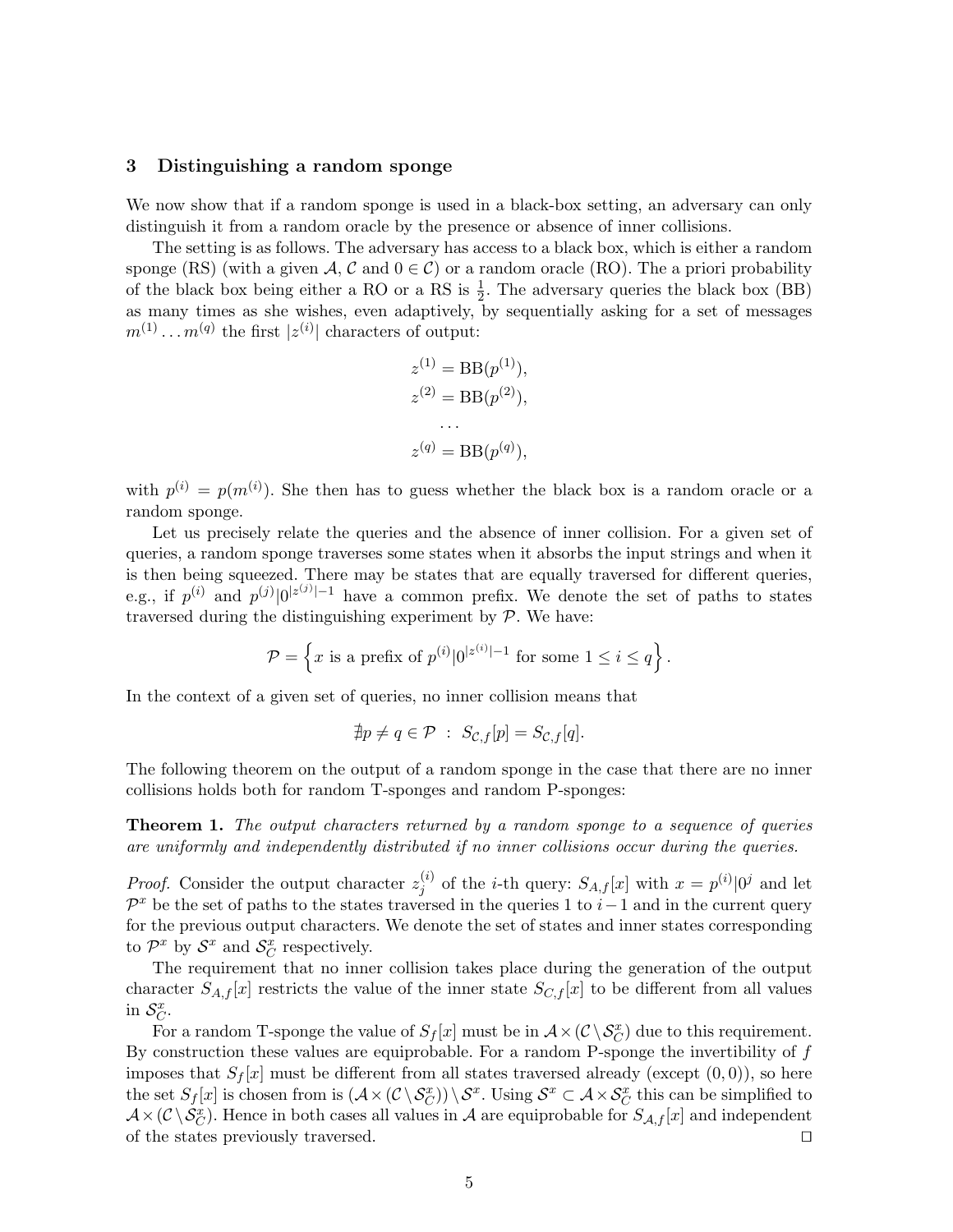## 3 Distinguishing a random sponge

We now show that if a random sponge is used in a black-box setting, an adversary can only distinguish it from a random oracle by the presence or absence of inner collisions.

The setting is as follows. The adversary has access to a black box, which is either a random sponge (RS) (with a given $\mathcal{A}$, $\mathcal{C}$ and $0 \in \mathcal{C}$) or a random oracle (RO). The a priori probability of the black box being either a RO or a RS is $\frac{1}{2}$. The adversary queries the black box (BB) as many times as she wishes, even adaptively, by sequentially asking for a set of messages $m^{(1)} \ldots m^{(q)}$ the first $|z^{(i)}|$ characters of output:

$$
\begin{aligned}
z^{(1)} &= \mathrm{BB}(p^{(1)}),\\
z^{(2)} &= \mathrm{BB}(p^{(2)}),\\
&\ldots\\
z^{(q)} &= \mathrm{BB}(p^{(q)}),
\end{aligned}
$$

with $p^{(i)} = p(m^{(i)})$. She then has to guess whether the black box is a random oracle or a random sponge.

Let us precisely relate the queries and the absence of inner collision. For a given set of queries, a random sponge traverses some states when it absorbs the input strings and when it is then being squeezed. There may be states that are equally traversed for different queries, e.g., if $p^{(i)}$ and $p^{(j)}|0^{|z^{(j)}|-1}$ have a common prefix. We denote the set of paths to states traversed during the distinguishing experiment by $\mathcal{P}$. We have:

$$
\mathcal{P} = \left\{ x \text{ is a prefix of } p^{(i)}|0^{|z^{(i)}|-1} \text{ for some } 1 \leq i \leq q \right\}.
$$

In the context of a given set of queries, no inner collision means that

$$
\nexists p \neq q \in \mathcal{P} \ : \ S_{\mathcal{C},f}[p] = S_{\mathcal{C},f}[q].
$$

The following theorem on the output of a random sponge in the case that there are no inner collisions holds both for random T-sponges and random P-sponges:

**Theorem 1.** *The output characters returned by a random sponge to a sequence of queries are uniformly and independently distributed if no inner collisions occur during the queries.*

*Proof.* Consider the output character $z_j^{(i)}$ of the $i$-th query: $S_{\mathcal{A},f}[x]$ with $x = p^{(i)}|0^j$ and let $\mathcal{P}^x$ be the set of paths to the states traversed in the queries 1 to $i-1$ and in the current query for the previous output characters. We denote the set of states and inner states corresponding to $\mathcal{P}^x$ by $\mathcal{S}^x$ and $\mathcal{S}^x_C$ respectively.

The requirement that no inner collision takes place during the generation of the output character $S_{\mathcal{A},f}[x]$ restricts the value of the inner state $S_{C,f}[x]$ to be different from all values in $\mathcal{S}^x_C$.

For a random T-sponge the value of $S_f[x]$ must be in $\mathcal{A} \times (\mathcal{C} \setminus \mathcal{S}^x_C)$ due to this requirement. By construction these values are equiprobable. For a random P-sponge the invertibility of $f$ imposes that $S_f[x]$ must be different from all states traversed already (except $(0, 0)$), so here the set $S_f[x]$ is chosen from is $(\mathcal{A} \times (\mathcal{C} \setminus \mathcal{S}^x_C)) \setminus \mathcal{S}^x$. Using $\mathcal{S}^x \subset \mathcal{A} \times \mathcal{S}^x_C$ this can be simplified to $\mathcal{A} \times (\mathcal{C} \setminus \mathcal{S}^x_C)$. Hence in both cases all values in $\mathcal{A}$ are equiprobable for $S_{\mathcal{A},f}[x]$ and independent of the states previously traversed. □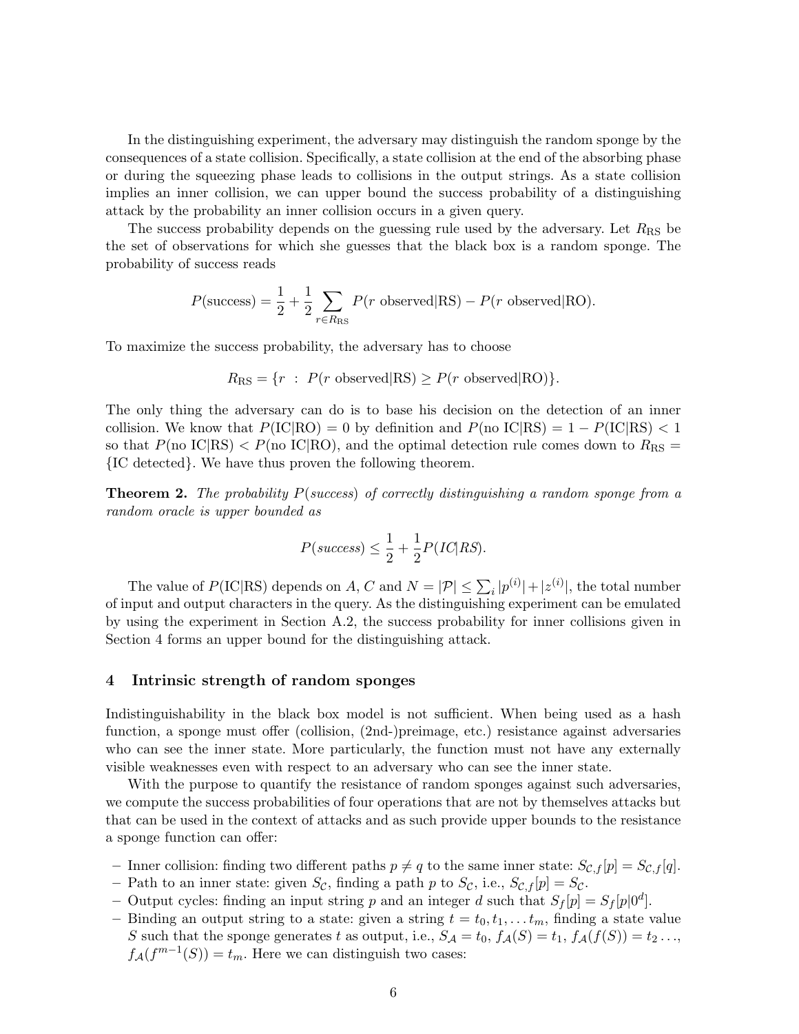In the distinguishing experiment, the adversary may distinguish the random sponge by the consequences of a state collision. Specifically, a state collision at the end of the absorbing phase or during the squeezing phase leads to collisions in the output strings. As a state collision implies an inner collision, we can upper bound the success probability of a distinguishing attack by the probability an inner collision occurs in a given query.

The success probability depends on the guessing rule used by the adversary. Let $R_{\text{RS}}$ be the set of observations for which she guesses that the black box is a random sponge. The probability of success reads

$$P(\text{success}) = \frac{1}{2} + \frac{1}{2} \sum_{r \in R_{\text{RS}}} P(r \text{ observed}|\text{RS}) - P(r \text{ observed}|\text{RO}).$$

To maximize the success probability, the adversary has to choose

$$R_{\text{RS}} = \{r \ : \ P(r \text{ observed}|\text{RS}) \geq P(r \text{ observed}|\text{RO})\}.$$

The only thing the adversary can do is to base his decision on the detection of an inner collision. We know that $P(\text{IC}|\text{RO}) = 0$ by definition and $P(\text{no IC}|\text{RS}) = 1 - P(\text{IC}|\text{RS}) < 1$ so that $P(\text{no IC}|\text{RS}) < P(\text{no IC}|\text{RO})$, and the optimal detection rule comes down to $R_{\text{RS}} = \{\text{IC detected}\}$. We have thus proven the following theorem.

**Theorem 2.** *The probability $P(success)$ of correctly distinguishing a random sponge from a random oracle is upper bounded as*

$$P(\textit{success}) \leq \frac{1}{2} + \frac{1}{2} P(\textit{IC}|\textit{RS}).$$

The value of $P(\text{IC}|\text{RS})$ depends on $A$, $C$ and $N = |\mathcal{P}| \leq \sum_i |p^{(i)}| + |z^{(i)}|$, the total number of input and output characters in the query. As the distinguishing experiment can be emulated by using the experiment in Section A.2, the success probability for inner collisions given in Section 4 forms an upper bound for the distinguishing attack.

## 4 Intrinsic strength of random sponges

Indistinguishability in the black box model is not sufficient. When being used as a hash function, a sponge must offer (collision, (2nd-)preimage, etc.) resistance against adversaries who can see the inner state. More particularly, the function must not have any externally visible weaknesses even with respect to an adversary who can see the inner state.

With the purpose to quantify the resistance of random sponges against such adversaries, we compute the success probabilities of four operations that are not by themselves attacks but that can be used in the context of attacks and as such provide upper bounds to the resistance a sponge function can offer:

- Inner collision: finding two different paths $p \neq q$ to the same inner state: $S_{\mathcal{C},f}[p] = S_{\mathcal{C},f}[q]$.
- Path to an inner state: given $S_{\mathcal{C}}$, finding a path $p$ to $S_{\mathcal{C}}$, i.e., $S_{\mathcal{C},f}[p] = S_{\mathcal{C}}$.
- Output cycles: finding an input string $p$ and an integer $d$ such that $S_f[p] = S_f[p|0^d]$.
- Binding an output string to a state: given a string $t = t_0, t_1, \ldots t_m$, finding a state value $S$ such that the sponge generates $t$ as output, i.e., $S_{\mathcal{A}} = t_0$, $f_{\mathcal{A}}(S) = t_1$, $f_{\mathcal{A}}(f(S)) = t_2 \ldots$, $f_{\mathcal{A}}(f^{m-1}(S)) = t_m$. Here we can distinguish two cases: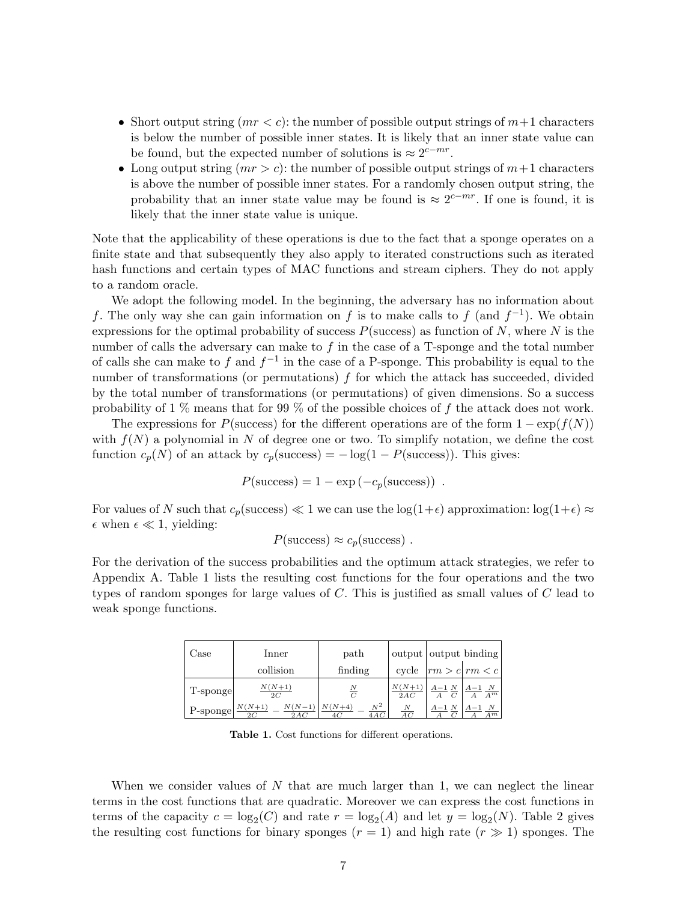- Short output string ($mr < c$): the number of possible output strings of $m+1$ characters is below the number of possible inner states. It is likely that an inner state value can be found, but the expected number of solutions is $\approx 2^{c-mr}$.
- Long output string ($mr > c$): the number of possible output strings of $m+1$ characters is above the number of possible inner states. For a randomly chosen output string, the probability that an inner state value may be found is $\approx 2^{c-mr}$. If one is found, it is likely that the inner state value is unique.

Note that the applicability of these operations is due to the fact that a sponge operates on a finite state and that subsequently they also apply to iterated constructions such as iterated hash functions and certain types of MAC functions and stream ciphers. They do not apply to a random oracle.

We adopt the following model. In the beginning, the adversary has no information about $f$. The only way she can gain information on $f$ is to make calls to $f$ (and $f^{-1}$). We obtain expressions for the optimal probability of success $P(\text{success})$ as function of $N$, where $N$ is the number of calls the adversary can make to $f$ in the case of a T-sponge and the total number of calls she can make to $f$ and $f^{-1}$ in the case of a P-sponge. This probability is equal to the number of transformations (or permutations) $f$ for which the attack has succeeded, divided by the total number of transformations (or permutations) of given dimensions. So a success probability of 1 % means that for 99 % of the possible choices of $f$ the attack does not work.

The expressions for $P(\text{success})$ for the different operations are of the form $1 - \exp(f(N))$ with $f(N)$ a polynomial in $N$ of degree one or two. To simplify notation, we define the cost function $c_p(N)$ of an attack by $c_p(\text{success}) = -\log(1 - P(\text{success}))$. This gives:

$$P(\text{success}) = 1 - \exp\left(-c_p(\text{success})\right) \ .$$

For values of $N$ such that $c_p(\text{success}) \ll 1$ we can use the $\log(1+\epsilon)$ approximation: $\log(1+\epsilon) \approx \epsilon$ when $\epsilon \ll 1$, yielding:

$$P(\text{success}) \approx c_p(\text{success}) \ .$$

For the derivation of the success probabilities and the optimum attack strategies, we refer to Appendix A. Table 1 lists the resulting cost functions for the four operations and the two types of random sponges for large values of $C$. This is justified as small values of $C$ lead to weak sponge functions.

| Case | Inner collision | path finding | output cycle | output binding $rm > c$ | output binding $rm < c$ |
|---|---|---|---|---|---|
| T-sponge | $\frac{N(N+1)}{2C}$ | $\frac{N}{C}$ | $\frac{N(N+1)}{2AC}$ | $\frac{A-1}{A}\frac{N}{C}$ | $\frac{A-1}{A}\frac{N}{A^m}$ |
| P-sponge | $\frac{N(N+1)}{2C} - \frac{N(N-1)}{2AC}$ | $\frac{N(N+4)}{4C} - \frac{N^2}{4AC}$ | $\frac{N}{AC}$ | $\frac{A-1}{A}\frac{N}{C}$ | $\frac{A-1}{A}\frac{N}{A^m}$ |

**Table 1.** Cost functions for different operations.

When we consider values of $N$ that are much larger than 1, we can neglect the linear terms in the cost functions that are quadratic. Moreover we can express the cost functions in terms of the capacity $c = \log_2(C)$ and rate $r = \log_2(A)$ and let $y = \log_2(N)$. Table 2 gives the resulting cost functions for binary sponges ($r = 1$) and high rate ($r \gg 1$) sponges. The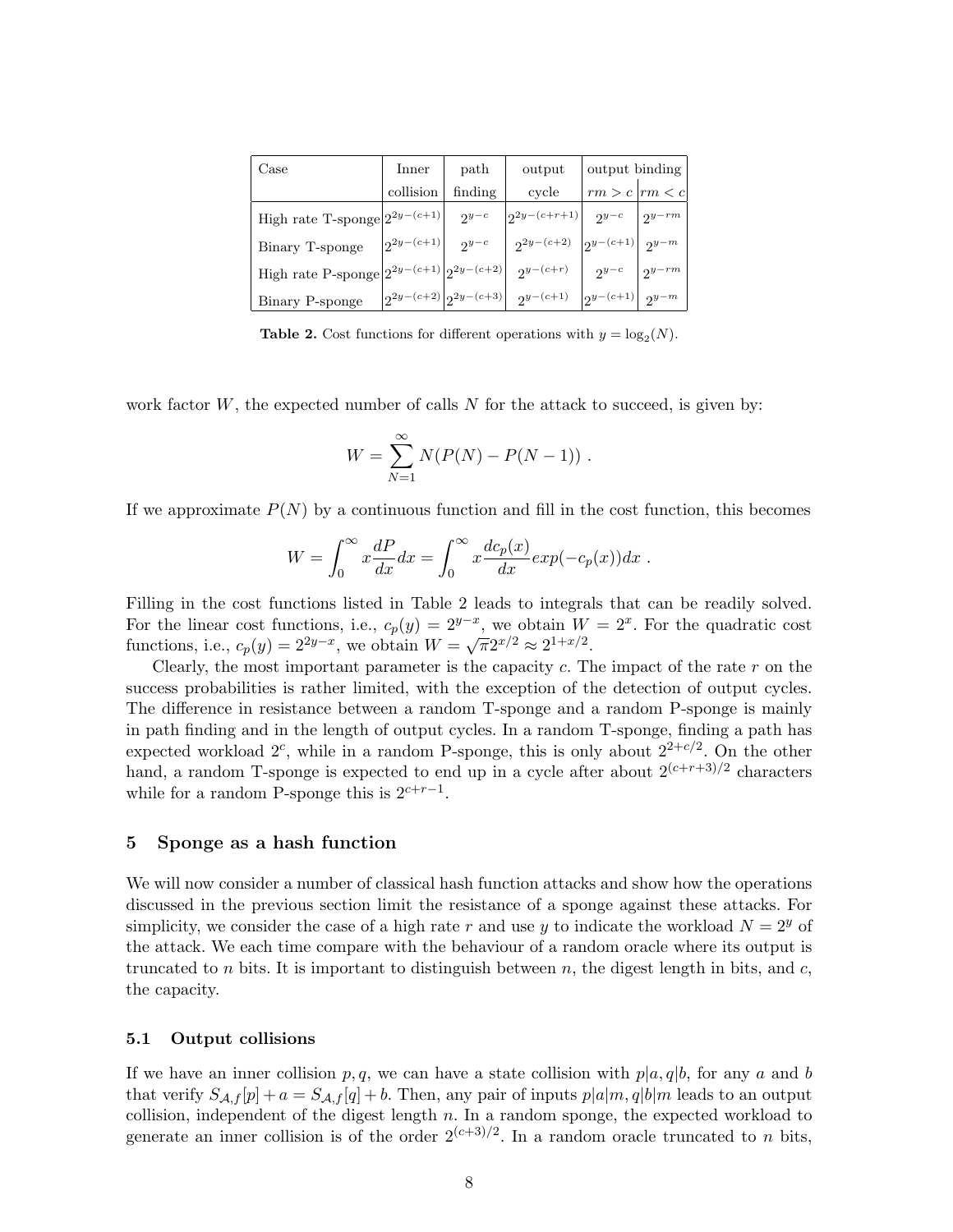| Case | Inner | path | output | output binding | |
|---|---|---|---|---|---|
| | collision | finding | cycle | $rm > c$ | $rm < c$ |
| High rate T-sponge | $2^{2y-(c+1)}$ | $2^{y-c}$ | $2^{2y-(c+r+1)}$ | $2^{y-c}$ | $2^{y-rm}$ |
| Binary T-sponge | $2^{2y-(c+1)}$ | $2^{y-c}$ | $2^{2y-(c+2)}$ | $2^{y-(c+1)}$ | $2^{y-m}$ |
| High rate P-sponge | $2^{2y-(c+1)}$ | $2^{2y-(c+2)}$ | $2^{y-(c+r)}$ | $2^{y-c}$ | $2^{y-rm}$ |
| Binary P-sponge | $2^{2y-(c+2)}$ | $2^{2y-(c+3)}$ | $2^{y-(c+1)}$ | $2^{y-(c+1)}$ | $2^{y-m}$ |

**Table 2.** Cost functions for different operations with $y = \log_2(N)$.

work factor $W$, the expected number of calls $N$ for the attack to succeed, is given by:

$$W = \sum_{N=1}^{\infty} N(P(N) - P(N-1)) \ .$$

If we approximate $P(N)$ by a continuous function and fill in the cost function, this becomes

$$W = \int_0^{\infty} x \frac{dP}{dx} dx = \int_0^{\infty} x \frac{dc_p(x)}{dx} exp(-c_p(x)) dx \ .$$

Filling in the cost functions listed in Table 2 leads to integrals that can be readily solved. For the linear cost functions, i.e., $c_p(y) = 2^{y-x}$, we obtain $W = 2^x$. For the quadratic cost functions, i.e., $c_p(y) = 2^{2y-x}$, we obtain $W = \sqrt{\pi} 2^{x/2} \approx 2^{1+x/2}$.

Clearly, the most important parameter is the capacity $c$. The impact of the rate $r$ on the success probabilities is rather limited, with the exception of the detection of output cycles. The difference in resistance between a random T-sponge and a random P-sponge is mainly in path finding and in the length of output cycles. In a random T-sponge, finding a path has expected workload $2^c$, while in a random P-sponge, this is only about $2^{2+c/2}$. On the other hand, a random T-sponge is expected to end up in a cycle after about $2^{(c+r+3)/2}$ characters while for a random P-sponge this is $2^{c+r-1}$.

## 5 Sponge as a hash function

We will now consider a number of classical hash function attacks and show how the operations discussed in the previous section limit the resistance of a sponge against these attacks. For simplicity, we consider the case of a high rate $r$ and use $y$ to indicate the workload $N = 2^y$ of the attack. We each time compare with the behaviour of a random oracle where its output is truncated to $n$ bits. It is important to distinguish between $n$, the digest length in bits, and $c$, the capacity.

### 5.1 Output collisions

If we have an inner collision $p, q$, we can have a state collision with $p|a, q|b$, for any $a$ and $b$ that verify $S_{\mathcal{A},f}[p] + a = S_{\mathcal{A},f}[q] + b$. Then, any pair of inputs $p|a|m, q|b|m$ leads to an output collision, independent of the digest length $n$. In a random sponge, the expected workload to generate an inner collision is of the order $2^{(c+3)/2}$. In a random oracle truncated to $n$ bits,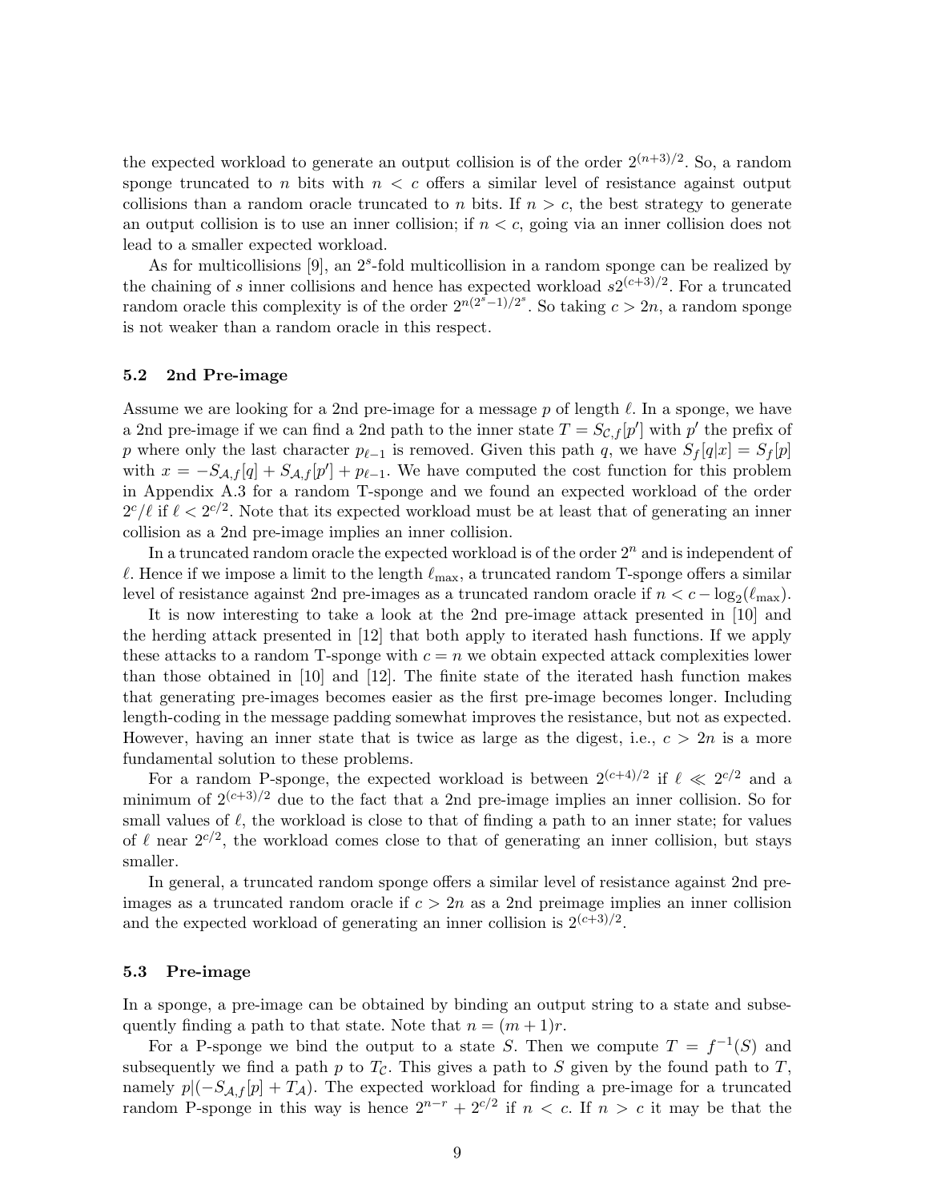the expected workload to generate an output collision is of the order $2^{(n+3)/2}$. So, a random sponge truncated to $n$ bits with $n < c$ offers a similar level of resistance against output collisions than a random oracle truncated to $n$ bits. If $n > c$, the best strategy to generate an output collision is to use an inner collision; if $n < c$, going via an inner collision does not lead to a smaller expected workload.

As for multicollisions [9], an $2^s$-fold multicollision in a random sponge can be realized by the chaining of $s$ inner collisions and hence has expected workload $s2^{(c+3)/2}$. For a truncated random oracle this complexity is of the order $2^{n(2^s-1)/2^s}$. So taking $c > 2n$, a random sponge is not weaker than a random oracle in this respect.

### 5.2 2nd Pre-image

Assume we are looking for a 2nd pre-image for a message $p$ of length $\ell$. In a sponge, we have a 2nd pre-image if we can find a 2nd path to the inner state $T = S_{\mathcal{C},f}[p']$ with $p'$ the prefix of $p$ where only the last character $p_{\ell-1}$ is removed. Given this path $q$, we have $S_f[q|x] = S_f[p]$ with $x = -S_{\mathcal{A},f}[q] + S_{\mathcal{A},f}[p'] + p_{\ell-1}$. We have computed the cost function for this problem in Appendix A.3 for a random T-sponge and we found an expected workload of the order $2^c/\ell$ if $\ell < 2^{c/2}$. Note that its expected workload must be at least that of generating an inner collision as a 2nd pre-image implies an inner collision.

In a truncated random oracle the expected workload is of the order $2^n$ and is independent of $\ell$. Hence if we impose a limit to the length $\ell_{\max}$, a truncated random T-sponge offers a similar level of resistance against 2nd pre-images as a truncated random oracle if $n < c - \log_2(\ell_{\max})$.

It is now interesting to take a look at the 2nd pre-image attack presented in [10] and the herding attack presented in [12] that both apply to iterated hash functions. If we apply these attacks to a random T-sponge with $c = n$ we obtain expected attack complexities lower than those obtained in [10] and [12]. The finite state of the iterated hash function makes that generating pre-images becomes easier as the first pre-image becomes longer. Including length-coding in the message padding somewhat improves the resistance, but not as expected. However, having an inner state that is twice as large as the digest, i.e., $c > 2n$ is a more fundamental solution to these problems.

For a random P-sponge, the expected workload is between $2^{(c+4)/2}$ if $\ell \ll 2^{c/2}$ and a minimum of $2^{(c+3)/2}$ due to the fact that a 2nd pre-image implies an inner collision. So for small values of $\ell$, the workload is close to that of finding a path to an inner state; for values of $\ell$ near $2^{c/2}$, the workload comes close to that of generating an inner collision, but stays smaller.

In general, a truncated random sponge offers a similar level of resistance against 2nd pre-images as a truncated random oracle if $c > 2n$ as a 2nd preimage implies an inner collision and the expected workload of generating an inner collision is $2^{(c+3)/2}$.

### 5.3 Pre-image

In a sponge, a pre-image can be obtained by binding an output string to a state and subsequently finding a path to that state. Note that $n = (m + 1)r$.

For a P-sponge we bind the output to a state $S$. Then we compute $T = f^{-1}(S)$ and subsequently we find a path $p$ to $T_{\mathcal{C}}$. This gives a path to $S$ given by the found path to $T$, namely $p|(-S_{\mathcal{A},f}[p] + T_{\mathcal{A}})$. The expected workload for finding a pre-image for a truncated random P-sponge in this way is hence $2^{n-r} + 2^{c/2}$ if $n < c$. If $n > c$ it may be that the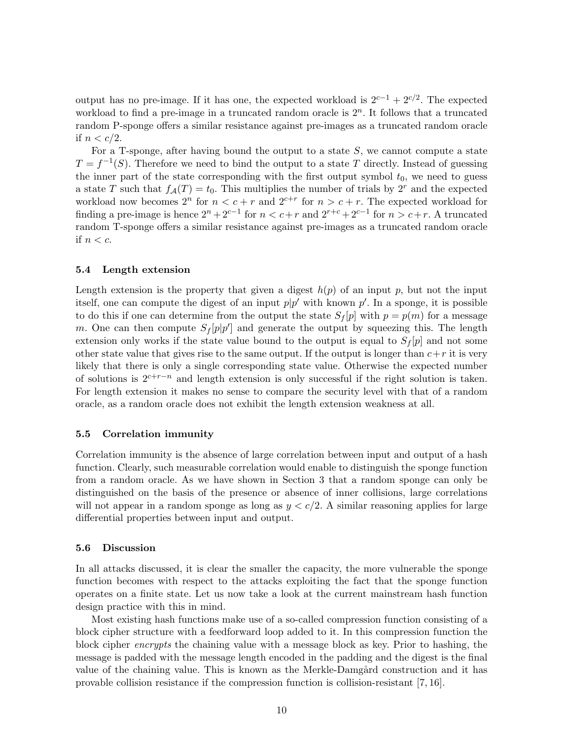output has no pre-image. If it has one, the expected workload is $2^{c-1} + 2^{c/2}$. The expected workload to find a pre-image in a truncated random oracle is $2^n$. It follows that a truncated random P-sponge offers a similar resistance against pre-images as a truncated random oracle if $n < c/2$.

For a T-sponge, after having bound the output to a state $S$, we cannot compute a state $T = f^{-1}(S)$. Therefore we need to bind the output to a state $T$ directly. Instead of guessing the inner part of the state corresponding with the first output symbol $t_0$, we need to guess a state $T$ such that $f_{\mathcal{A}}(T) = t_0$. This multiplies the number of trials by $2^r$ and the expected workload now becomes $2^n$ for $n < c + r$ and $2^{c+r}$ for $n > c + r$. The expected workload for finding a pre-image is hence $2^n + 2^{c-1}$ for $n < c+r$ and $2^{r+c} + 2^{c-1}$ for $n > c+r$. A truncated random T-sponge offers a similar resistance against pre-images as a truncated random oracle if $n < c$.

### 5.4 Length extension

Length extension is the property that given a digest $h(p)$ of an input $p$, but not the input itself, one can compute the digest of an input $p|p'$ with known $p'$. In a sponge, it is possible to do this if one can determine from the output the state $S_f[p]$ with $p = p(m)$ for a message $m$. One can then compute $S_f[p|p']$ and generate the output by squeezing this. The length extension only works if the state value bound to the output is equal to $S_f[p]$ and not some other state value that gives rise to the same output. If the output is longer than $c+r$ it is very likely that there is only a single corresponding state value. Otherwise the expected number of solutions is $2^{c+r-n}$ and length extension is only successful if the right solution is taken. For length extension it makes no sense to compare the security level with that of a random oracle, as a random oracle does not exhibit the length extension weakness at all.

### 5.5 Correlation immunity

Correlation immunity is the absence of large correlation between input and output of a hash function. Clearly, such measurable correlation would enable to distinguish the sponge function from a random oracle. As we have shown in Section 3 that a random sponge can only be distinguished on the basis of the presence or absence of inner collisions, large correlations will not appear in a random sponge as long as $y < c/2$. A similar reasoning applies for large differential properties between input and output.

### 5.6 Discussion

In all attacks discussed, it is clear the smaller the capacity, the more vulnerable the sponge function becomes with respect to the attacks exploiting the fact that the sponge function operates on a finite state. Let us now take a look at the current mainstream hash function design practice with this in mind.

Most existing hash functions make use of a so-called compression function consisting of a block cipher structure with a feedforward loop added to it. In this compression function the block cipher *encrypts* the chaining value with a message block as key. Prior to hashing, the message is padded with the message length encoded in the padding and the digest is the final value of the chaining value. This is known as the Merkle-Damgård construction and it has provable collision resistance if the compression function is collision-resistant [7, 16].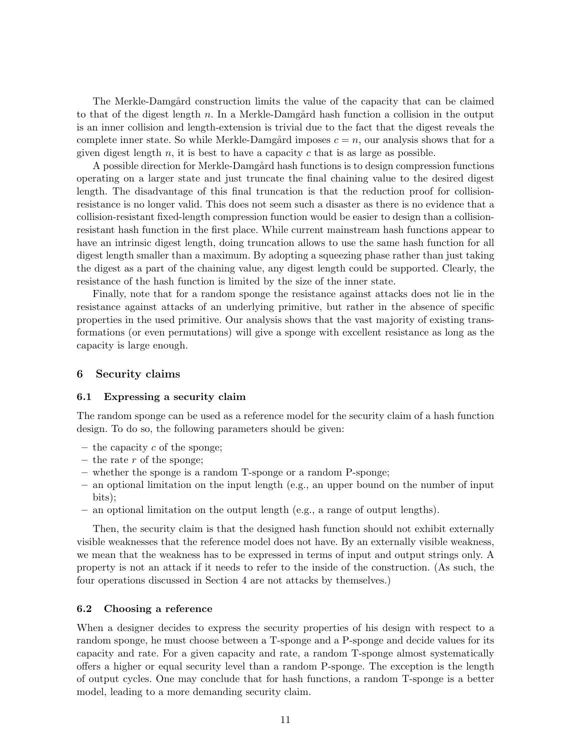The Merkle-Damgård construction limits the value of the capacity that can be claimed to that of the digest length $n$. In a Merkle-Damgård hash function a collision in the output is an inner collision and length-extension is trivial due to the fact that the digest reveals the complete inner state. So while Merkle-Damgård imposes $c = n$, our analysis shows that for a given digest length $n$, it is best to have a capacity $c$ that is as large as possible.

A possible direction for Merkle-Damgård hash functions is to design compression functions operating on a larger state and just truncate the final chaining value to the desired digest length. The disadvantage of this final truncation is that the reduction proof for collision-resistance is no longer valid. This does not seem such a disaster as there is no evidence that a collision-resistant fixed-length compression function would be easier to design than a collision-resistant hash function in the first place. While current mainstream hash functions appear to have an intrinsic digest length, doing truncation allows to use the same hash function for all digest length smaller than a maximum. By adopting a squeezing phase rather than just taking the digest as a part of the chaining value, any digest length could be supported. Clearly, the resistance of the hash function is limited by the size of the inner state.

Finally, note that for a random sponge the resistance against attacks does not lie in the resistance against attacks of an underlying primitive, but rather in the absence of specific properties in the used primitive. Our analysis shows that the vast majority of existing transformations (or even permutations) will give a sponge with excellent resistance as long as the capacity is large enough.

## 6 Security claims

### 6.1 Expressing a security claim

The random sponge can be used as a reference model for the security claim of a hash function design. To do so, the following parameters should be given:

- the capacity $c$ of the sponge;
- the rate $r$ of the sponge;
- whether the sponge is a random T-sponge or a random P-sponge;
- an optional limitation on the input length (e.g., an upper bound on the number of input bits);
- an optional limitation on the output length (e.g., a range of output lengths).

Then, the security claim is that the designed hash function should not exhibit externally visible weaknesses that the reference model does not have. By an externally visible weakness, we mean that the weakness has to be expressed in terms of input and output strings only. A property is not an attack if it needs to refer to the inside of the construction. (As such, the four operations discussed in Section 4 are not attacks by themselves.)

### 6.2 Choosing a reference

When a designer decides to express the security properties of his design with respect to a random sponge, he must choose between a T-sponge and a P-sponge and decide values for its capacity and rate. For a given capacity and rate, a random T-sponge almost systematically offers a higher or equal security level than a random P-sponge. The exception is the length of output cycles. One may conclude that for hash functions, a random T-sponge is a better model, leading to a more demanding security claim.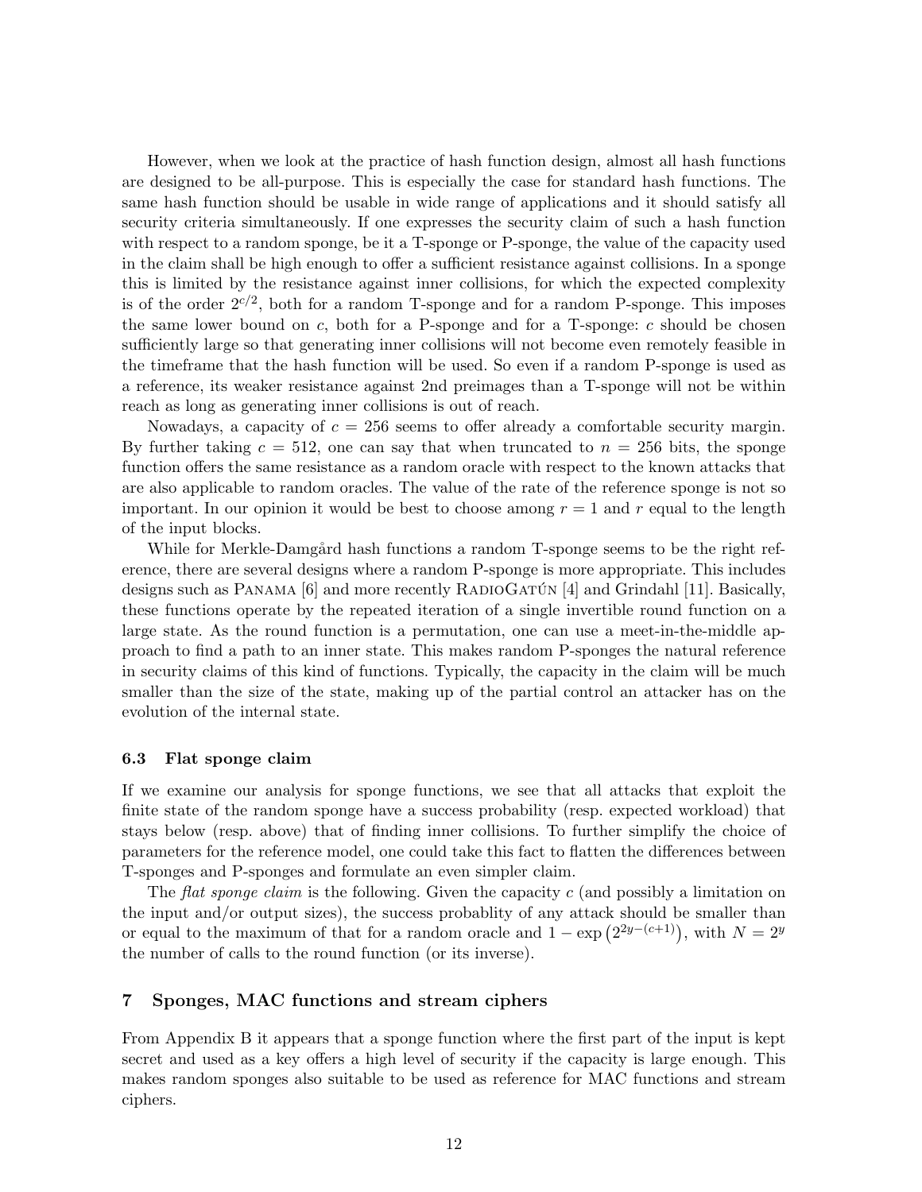However, when we look at the practice of hash function design, almost all hash functions are designed to be all-purpose. This is especially the case for standard hash functions. The same hash function should be usable in wide range of applications and it should satisfy all security criteria simultaneously. If one expresses the security claim of such a hash function with respect to a random sponge, be it a T-sponge or P-sponge, the value of the capacity used in the claim shall be high enough to offer a sufficient resistance against collisions. In a sponge this is limited by the resistance against inner collisions, for which the expected complexity is of the order $2^{c/2}$, both for a random T-sponge and for a random P-sponge. This imposes the same lower bound on $c$, both for a P-sponge and for a T-sponge: $c$ should be chosen sufficiently large so that generating inner collisions will not become even remotely feasible in the timeframe that the hash function will be used. So even if a random P-sponge is used as a reference, its weaker resistance against 2nd preimages than a T-sponge will not be within reach as long as generating inner collisions is out of reach.

Nowadays, a capacity of $c = 256$ seems to offer already a comfortable security margin. By further taking $c = 512$, one can say that when truncated to $n = 256$ bits, the sponge function offers the same resistance as a random oracle with respect to the known attacks that are also applicable to random oracles. The value of the rate of the reference sponge is not so important. In our opinion it would be best to choose among $r = 1$ and $r$ equal to the length of the input blocks.

While for Merkle-Damgård hash functions a random T-sponge seems to be the right reference, there are several designs where a random P-sponge is more appropriate. This includes designs such as Panama [6] and more recently RadioGatún [4] and Grindahl [11]. Basically, these functions operate by the repeated iteration of a single invertible round function on a large state. As the round function is a permutation, one can use a meet-in-the-middle approach to find a path to an inner state. This makes random P-sponges the natural reference in security claims of this kind of functions. Typically, the capacity in the claim will be much smaller than the size of the state, making up of the partial control an attacker has on the evolution of the internal state.

### 6.3 Flat sponge claim

If we examine our analysis for sponge functions, we see that all attacks that exploit the finite state of the random sponge have a success probability (resp. expected workload) that stays below (resp. above) that of finding inner collisions. To further simplify the choice of parameters for the reference model, one could take this fact to flatten the differences between T-sponges and P-sponges and formulate an even simpler claim.

The *flat sponge claim* is the following. Given the capacity $c$ (and possibly a limitation on the input and/or output sizes), the success probablity of any attack should be smaller than or equal to the maximum of that for a random oracle and $1 - \exp\left(2^{2y-(c+1)}\right)$, with $N = 2^y$ the number of calls to the round function (or its inverse).

## 7 Sponges, MAC functions and stream ciphers

From Appendix B it appears that a sponge function where the first part of the input is kept secret and used as a key offers a high level of security if the capacity is large enough. This makes random sponges also suitable to be used as reference for MAC functions and stream ciphers.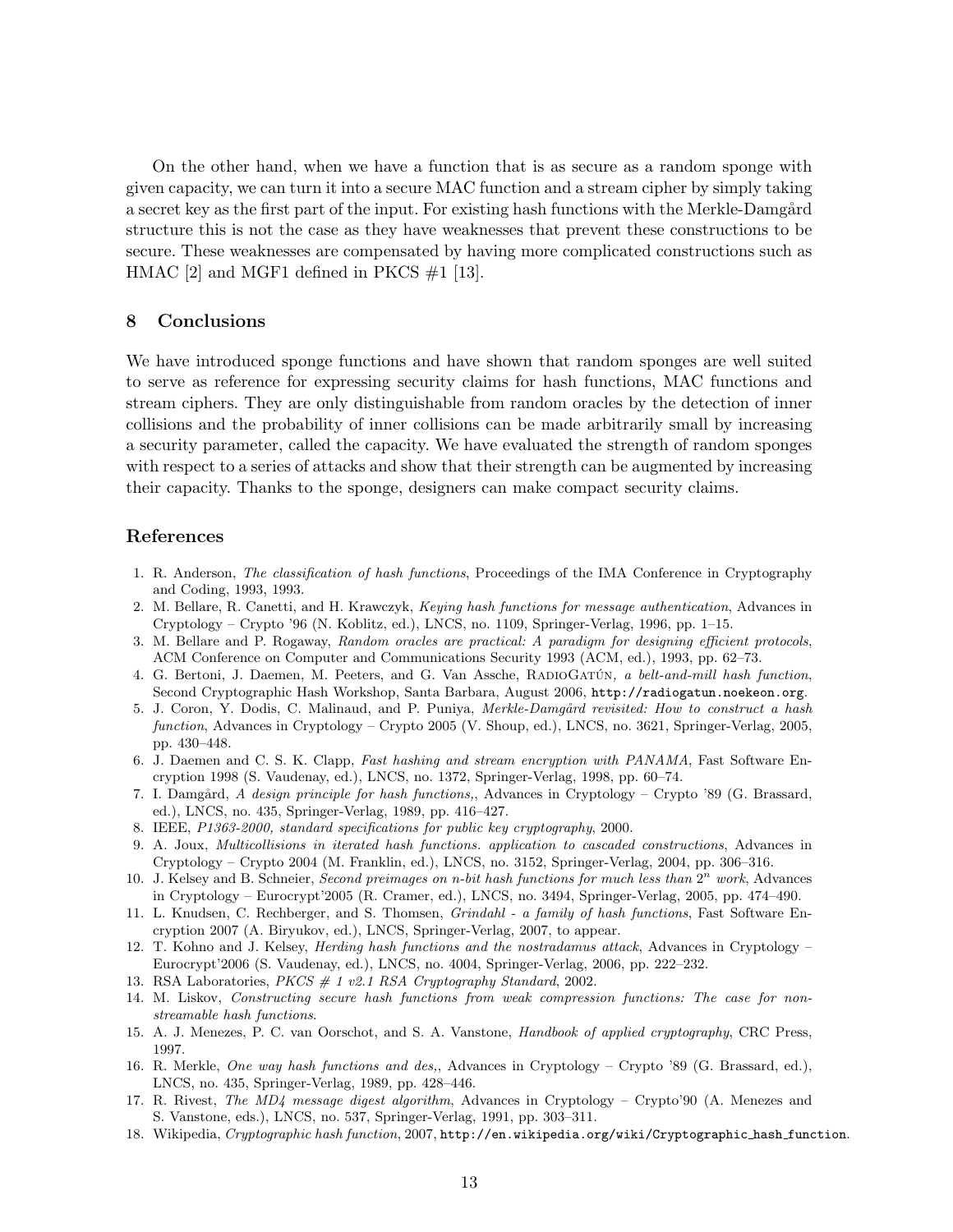On the other hand, when we have a function that is as secure as a random sponge with given capacity, we can turn it into a secure MAC function and a stream cipher by simply taking a secret key as the first part of the input. For existing hash functions with the Merkle-Damgård structure this is not the case as they have weaknesses that prevent these constructions to be secure. These weaknesses are compensated by having more complicated constructions such as HMAC [2] and MGF1 defined in PKCS #1 [13].

## 8 Conclusions

We have introduced sponge functions and have shown that random sponges are well suited to serve as reference for expressing security claims for hash functions, MAC functions and stream ciphers. They are only distinguishable from random oracles by the detection of inner collisions and the probability of inner collisions can be made arbitrarily small by increasing a security parameter, called the capacity. We have evaluated the strength of random sponges with respect to a series of attacks and show that their strength can be augmented by increasing their capacity. Thanks to the sponge, designers can make compact security claims.

## References

1. R. Anderson, *The classification of hash functions*, Proceedings of the IMA Conference in Cryptography and Coding, 1993, 1993.
2. M. Bellare, R. Canetti, and H. Krawczyk, *Keying hash functions for message authentication*, Advances in Cryptology – Crypto '96 (N. Koblitz, ed.), LNCS, no. 1109, Springer-Verlag, 1996, pp. 1–15.
3. M. Bellare and P. Rogaway, *Random oracles are practical: A paradigm for designing efficient protocols*, ACM Conference on Computer and Communications Security 1993 (ACM, ed.), 1993, pp. 62–73.
4. G. Bertoni, J. Daemen, M. Peeters, and G. Van Assche, RadioGatún*, a belt-and-mill hash function*, Second Cryptographic Hash Workshop, Santa Barbara, August 2006, `http://radiogatun.noekeon.org`.
5. J. Coron, Y. Dodis, C. Malinaud, and P. Puniya, *Merkle-Damgård revisited: How to construct a hash function*, Advances in Cryptology – Crypto 2005 (V. Shoup, ed.), LNCS, no. 3621, Springer-Verlag, 2005, pp. 430–448.
6. J. Daemen and C. S. K. Clapp, *Fast hashing and stream encryption with PANAMA*, Fast Software Encryption 1998 (S. Vaudenay, ed.), LNCS, no. 1372, Springer-Verlag, 1998, pp. 60–74.
7. I. Damgård, *A design principle for hash functions,*, Advances in Cryptology – Crypto '89 (G. Brassard, ed.), LNCS, no. 435, Springer-Verlag, 1989, pp. 416–427.
8. IEEE, *P1363-2000, standard specifications for public key cryptography*, 2000.
9. A. Joux, *Multicollisions in iterated hash functions. application to cascaded constructions*, Advances in Cryptology – Crypto 2004 (M. Franklin, ed.), LNCS, no. 3152, Springer-Verlag, 2004, pp. 306–316.
10. J. Kelsey and B. Schneier, *Second preimages on n-bit hash functions for much less than $2^n$ work*, Advances in Cryptology – Eurocrypt'2005 (R. Cramer, ed.), LNCS, no. 3494, Springer-Verlag, 2005, pp. 474–490.
11. L. Knudsen, C. Rechberger, and S. Thomsen, *Grindahl - a family of hash functions*, Fast Software Encryption 2007 (A. Biryukov, ed.), LNCS, Springer-Verlag, 2007, to appear.
12. T. Kohno and J. Kelsey, *Herding hash functions and the nostradamus attack*, Advances in Cryptology – Eurocrypt'2006 (S. Vaudenay, ed.), LNCS, no. 4004, Springer-Verlag, 2006, pp. 222–232.
13. RSA Laboratories, *PKCS # 1 v2.1 RSA Cryptography Standard*, 2002.
14. M. Liskov, *Constructing secure hash functions from weak compression functions: The case for non-streamable hash functions*.
15. A. J. Menezes, P. C. van Oorschot, and S. A. Vanstone, *Handbook of applied cryptography*, CRC Press, 1997.
16. R. Merkle, *One way hash functions and des,*, Advances in Cryptology – Crypto '89 (G. Brassard, ed.), LNCS, no. 435, Springer-Verlag, 1989, pp. 428–446.
17. R. Rivest, *The MD4 message digest algorithm*, Advances in Cryptology – Crypto'90 (A. Menezes and S. Vanstone, eds.), LNCS, no. 537, Springer-Verlag, 1991, pp. 303–311.
18. Wikipedia, *Cryptographic hash function*, 2007, `http://en.wikipedia.org/wiki/Cryptographic_hash_function`.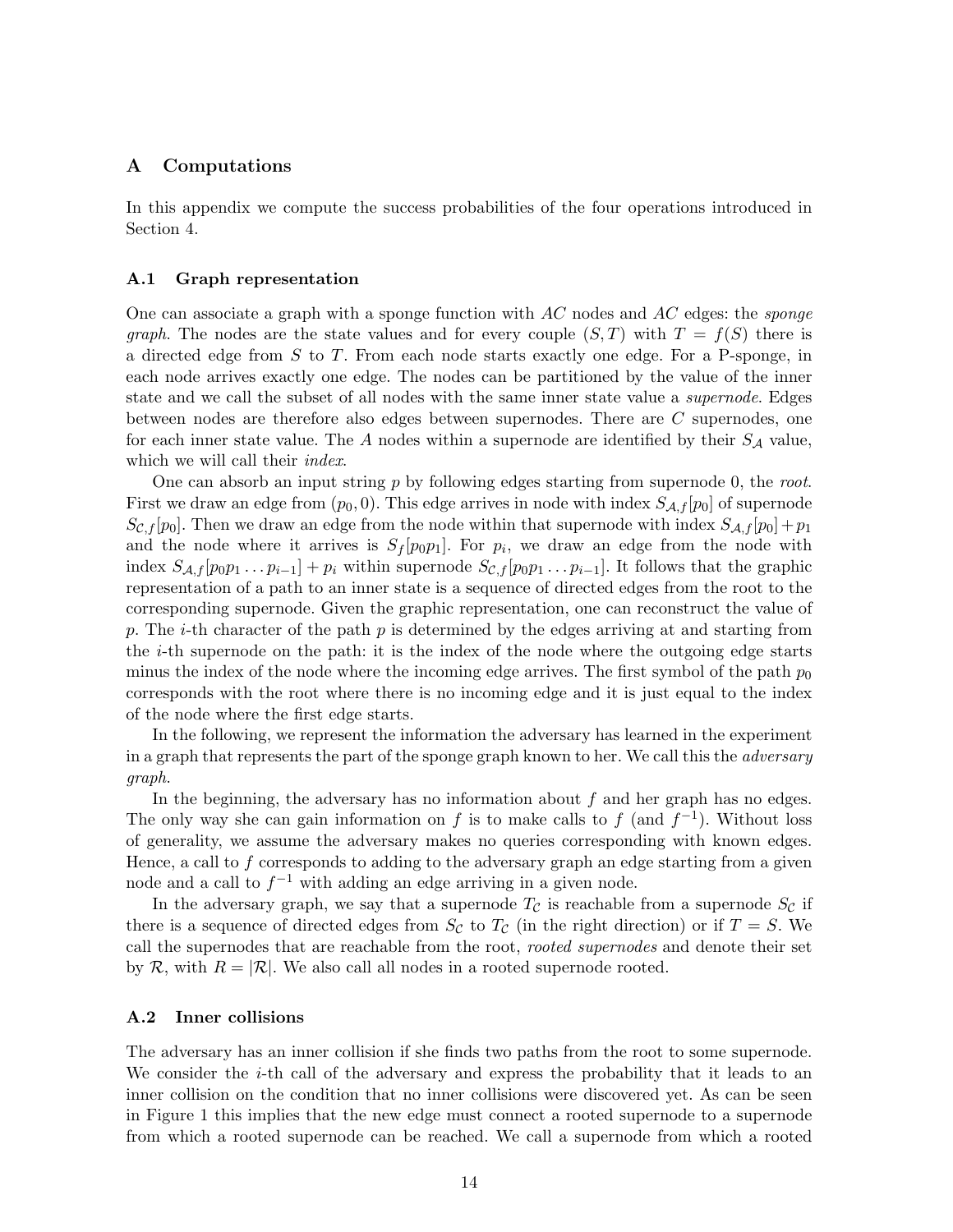## A Computations

In this appendix we compute the success probabilities of the four operations introduced in Section 4.

### A.1 Graph representation

One can associate a graph with a sponge function with $AC$ nodes and $AC$ edges: the *sponge graph*. The nodes are the state values and for every couple $(S, T)$ with $T = f(S)$ there is a directed edge from $S$ to $T$. From each node starts exactly one edge. For a P-sponge, in each node arrives exactly one edge. The nodes can be partitioned by the value of the inner state and we call the subset of all nodes with the same inner state value a *supernode*. Edges between nodes are therefore also edges between supernodes. There are $C$ supernodes, one for each inner state value. The $A$ nodes within a supernode are identified by their $S_{\mathcal{A}}$ value, which we will call their *index*.

One can absorb an input string $p$ by following edges starting from supernode 0, the *root*. First we draw an edge from $(p_0, 0)$. This edge arrives in node with index $S_{\mathcal{A},f}[p_0]$ of supernode $S_{\mathcal{C},f}[p_0]$. Then we draw an edge from the node within that supernode with index $S_{\mathcal{A},f}[p_0] + p_1$ and the node where it arrives is $S_f[p_0p_1]$. For $p_i$, we draw an edge from the node with index $S_{\mathcal{A},f}[p_0p_1 \dots p_{i-1}] + p_i$ within supernode $S_{\mathcal{C},f}[p_0p_1 \dots p_{i-1}]$. It follows that the graphic representation of a path to an inner state is a sequence of directed edges from the root to the corresponding supernode. Given the graphic representation, one can reconstruct the value of $p$. The $i$-th character of the path $p$ is determined by the edges arriving at and starting from the $i$-th supernode on the path: it is the index of the node where the outgoing edge starts minus the index of the node where the incoming edge arrives. The first symbol of the path $p_0$ corresponds with the root where there is no incoming edge and it is just equal to the index of the node where the first edge starts.

In the following, we represent the information the adversary has learned in the experiment in a graph that represents the part of the sponge graph known to her. We call this the *adversary graph*.

In the beginning, the adversary has no information about $f$ and her graph has no edges. The only way she can gain information on $f$ is to make calls to $f$ (and $f^{-1}$). Without loss of generality, we assume the adversary makes no queries corresponding with known edges. Hence, a call to $f$ corresponds to adding to the adversary graph an edge starting from a given node and a call to $f^{-1}$ with adding an edge arriving in a given node.

In the adversary graph, we say that a supernode $T_{\mathcal{C}}$ is reachable from a supernode $S_{\mathcal{C}}$ if there is a sequence of directed edges from $S_{\mathcal{C}}$ to $T_{\mathcal{C}}$ (in the right direction) or if $T = S$. We call the supernodes that are reachable from the root, *rooted supernodes* and denote their set by $\mathcal{R}$, with $R = |\mathcal{R}|$. We also call all nodes in a rooted supernode rooted.

### A.2 Inner collisions

The adversary has an inner collision if she finds two paths from the root to some supernode. We consider the $i$-th call of the adversary and express the probability that it leads to an inner collision on the condition that no inner collisions were discovered yet. As can be seen in Figure 1 this implies that the new edge must connect a rooted supernode to a supernode from which a rooted supernode can be reached. We call a supernode from which a rooted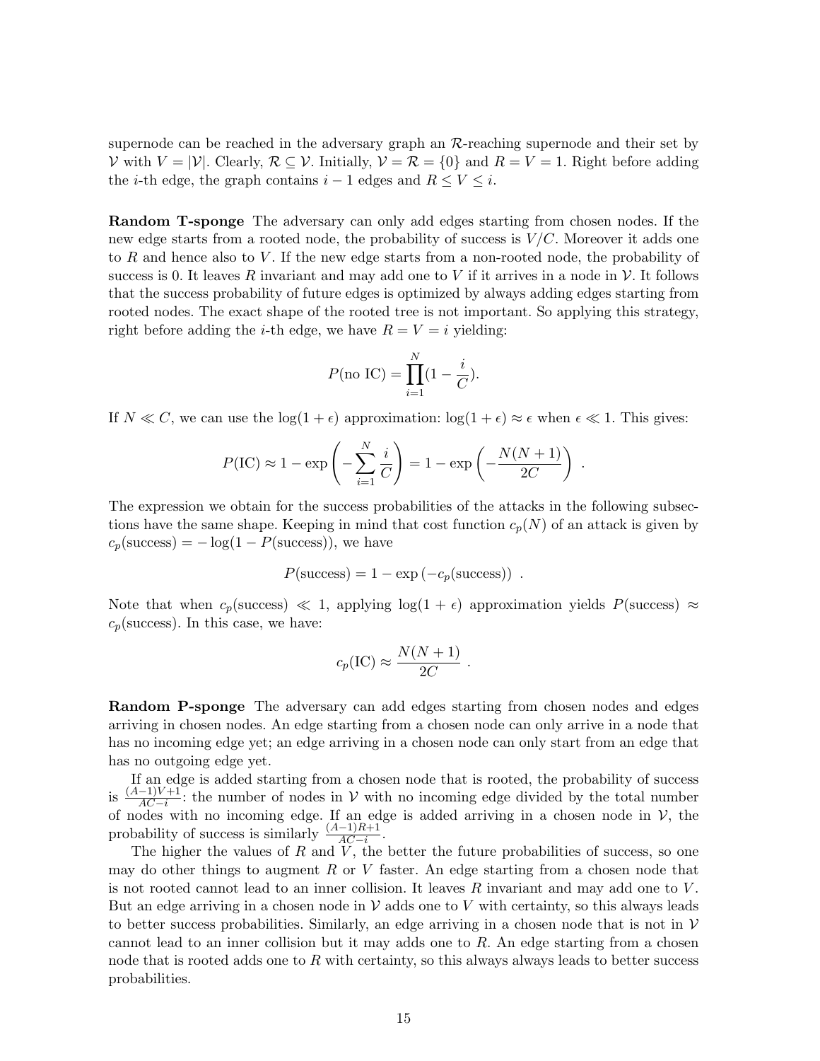supernode can be reached in the adversary graph an $\mathcal{R}$-reaching supernode and their set by $\mathcal{V}$ with $V = |\mathcal{V}|$. Clearly, $\mathcal{R} \subseteq \mathcal{V}$. Initially, $\mathcal{V} = \mathcal{R} = \{0\}$ and $R = V = 1$. Right before adding the $i$-th edge, the graph contains $i-1$ edges and $R \leq V \leq i$.

**Random T-sponge** The adversary can only add edges starting from chosen nodes. If the new edge starts from a rooted node, the probability of success is $V/C$. Moreover it adds one to $R$ and hence also to $V$. If the new edge starts from a non-rooted node, the probability of success is 0. It leaves $R$ invariant and may add one to $V$ if it arrives in a node in $\mathcal{V}$. It follows that the success probability of future edges is optimized by always adding edges starting from rooted nodes. The exact shape of the rooted tree is not important. So applying this strategy, right before adding the $i$-th edge, we have $R = V = i$ yielding:

$$P(\text{no IC}) = \prod_{i=1}^{N} (1 - \frac{i}{C}).$$

If $N \ll C$, we can use the $\log(1+\epsilon)$ approximation: $\log(1+\epsilon) \approx \epsilon$ when $\epsilon \ll 1$. This gives:

$$P(\text{IC}) \approx 1 - \exp\left(-\sum_{i=1}^{N} \frac{i}{C}\right) = 1 - \exp\left(-\frac{N(N+1)}{2C}\right) \ .$$

The expression we obtain for the success probabilities of the attacks in the following subsections have the same shape. Keeping in mind that cost function $c_p(N)$ of an attack is given by $c_p(\text{success}) = -\log(1 - P(\text{success}))$, we have

$$P(\text{success}) = 1 - \exp\left(-c_p(\text{success})\right) \ .$$

Note that when $c_p(\text{success}) \ll 1$, applying $\log(1+\epsilon)$ approximation yields $P(\text{success}) \approx c_p(\text{success})$. In this case, we have:

$$c_p(\text{IC}) \approx \frac{N(N+1)}{2C} \ .$$

**Random P-sponge** The adversary can add edges starting from chosen nodes and edges arriving in chosen nodes. An edge starting from a chosen node can only arrive in a node that has no incoming edge yet; an edge arriving in a chosen node can only start from an edge that has no outgoing edge yet.

If an edge is added starting from a chosen node that is rooted, the probability of success is $\frac{(A-1)V+1}{AC-i}$: the number of nodes in $\mathcal{V}$ with no incoming edge divided by the total number of nodes with no incoming edge. If an edge is added arriving in a chosen node in $\mathcal{V}$, the probability of success is similarly $\frac{(A-1)R+1}{AC-i}$.

The higher the values of $R$ and $V$, the better the future probabilities of success, so one may do other things to augment $R$ or $V$ faster. An edge starting from a chosen node that is not rooted cannot lead to an inner collision. It leaves $R$ invariant and may add one to $V$. But an edge arriving in a chosen node in $\mathcal{V}$ adds one to $V$ with certainty, so this always leads to better success probabilities. Similarly, an edge arriving in a chosen node that is not in $\mathcal{V}$ cannot lead to an inner collision but it may adds one to $R$. An edge starting from a chosen node that is rooted adds one to $R$ with certainty, so this always always leads to better success probabilities.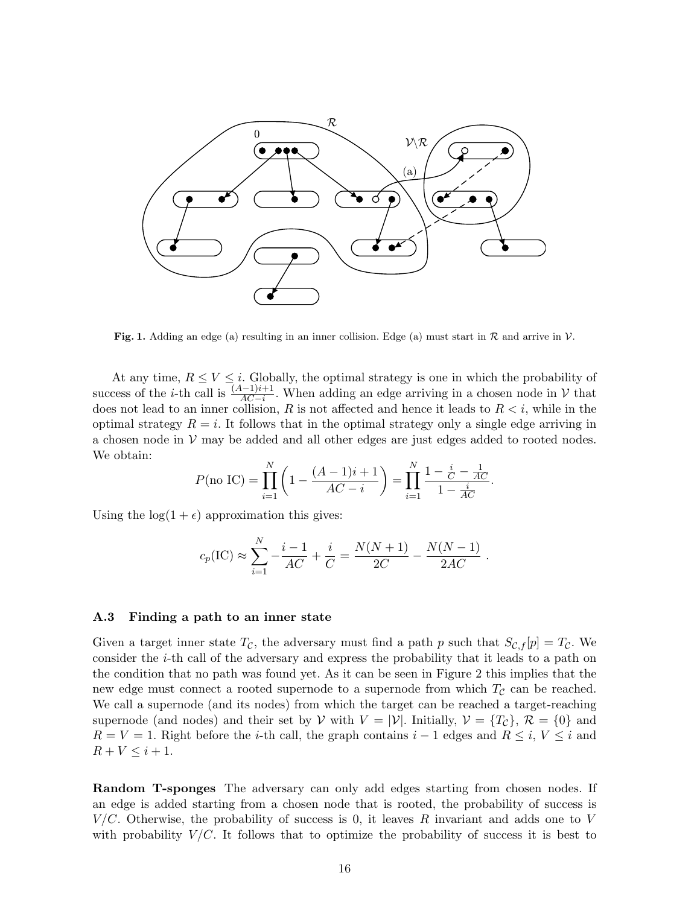**Fig. 1.** Adding an edge (a) resulting in an inner collision. Edge (a) must start in $\mathcal{R}$ and arrive in $\mathcal{V}$.

At any time, $R \leq V \leq i$. Globally, the optimal strategy is one in which the probability of success of the $i$-th call is $\frac{(A-1)i+1}{AC-i}$. When adding an edge arriving in a chosen node in $\mathcal{V}$ that does not lead to an inner collision, $R$ is not affected and hence it leads to $R < i$, while in the optimal strategy $R = i$. It follows that in the optimal strategy only a single edge arriving in a chosen node in $\mathcal{V}$ may be added and all other edges are just edges added to rooted nodes. We obtain:

$$P(\text{no IC}) = \prod_{i=1}^{N} \left(1 - \frac{(A-1)i+1}{AC-i}\right) = \prod_{i=1}^{N} \frac{1 - \frac{i}{C} - \frac{1}{AC}}{1 - \frac{i}{AC}}.$$

Using the $\log(1+\epsilon)$ approximation this gives:

$$c_p(\text{IC}) \approx \sum_{i=1}^{N} -\frac{i-1}{AC} + \frac{i}{C} = \frac{N(N+1)}{2C} - \frac{N(N-1)}{2AC} \ .$$

### A.3 Finding a path to an inner state

Given a target inner state $T_{\mathcal{C}}$, the adversary must find a path $p$ such that $S_{\mathcal{C},f}[p] = T_{\mathcal{C}}$. We consider the $i$-th call of the adversary and express the probability that it leads to a path on the condition that no path was found yet. As it can be seen in Figure 2 this implies that the new edge must connect a rooted supernode to a supernode from which $T_{\mathcal{C}}$ can be reached. We call a supernode (and its nodes) from which the target can be reached a target-reaching supernode (and nodes) and their set by $\mathcal{V}$ with $V = |\mathcal{V}|$. Initially, $\mathcal{V} = \{T_{\mathcal{C}}\}$, $\mathcal{R} = \{0\}$ and $R = V = 1$. Right before the $i$-th call, the graph contains $i-1$ edges and $R \leq i$, $V \leq i$ and $R + V \leq i + 1$.

**Random T-sponges** The adversary can only add edges starting from chosen nodes. If an edge is added starting from a chosen node that is rooted, the probability of success is $V/C$. Otherwise, the probability of success is 0, it leaves $R$ invariant and adds one to $V$ with probability $V/C$. It follows that to optimize the probability of success it is best to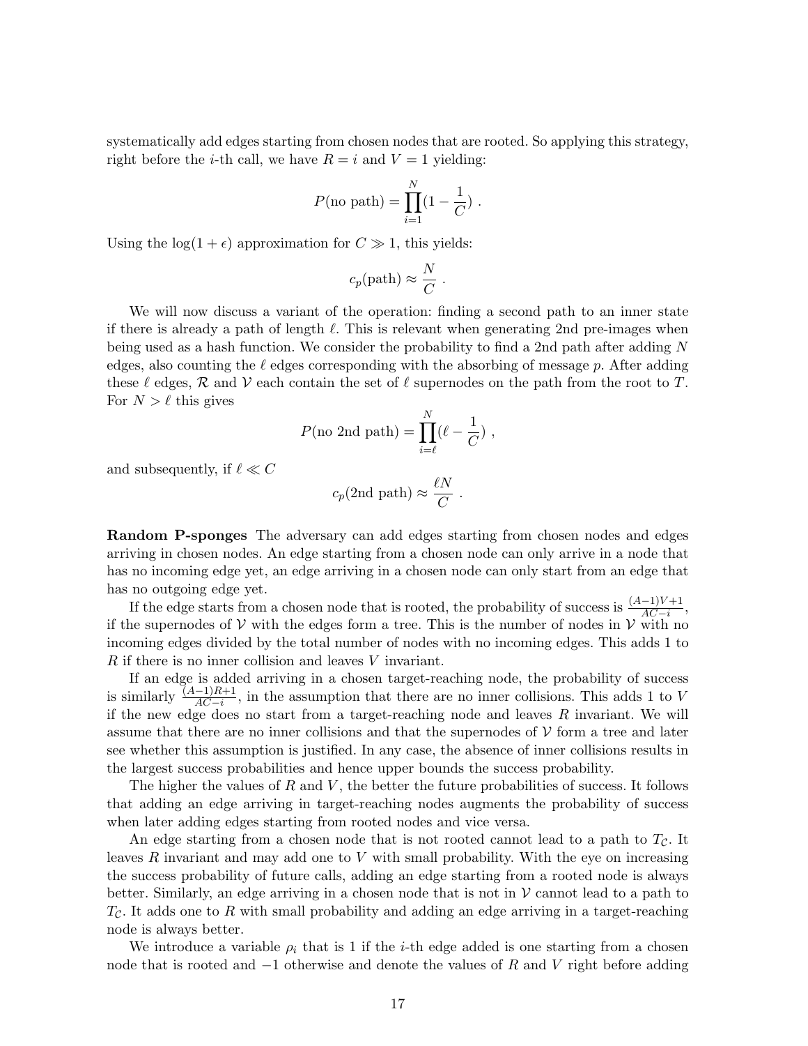systematically add edges starting from chosen nodes that are rooted. So applying this strategy, right before the $i$-th call, we have $R = i$ and $V = 1$ yielding:

$$P(\text{no path}) = \prod_{i=1}^{N}(1 - \frac{1}{C}) \ .$$

Using the $\log(1+\epsilon)$ approximation for $C \gg 1$, this yields:

$$c_p(\text{path}) \approx \frac{N}{C} \ .$$

We will now discuss a variant of the operation: finding a second path to an inner state if there is already a path of length $\ell$. This is relevant when generating 2nd pre-images when being used as a hash function. We consider the probability to find a 2nd path after adding $N$ edges, also counting the $\ell$ edges corresponding with the absorbing of message $p$. After adding these $\ell$ edges, $\mathcal{R}$ and $\mathcal{V}$ each contain the set of $\ell$ supernodes on the path from the root to $T$. For $N > \ell$ this gives

$$P(\text{no 2nd path}) = \prod_{i=\ell}^{N}(\ell - \frac{1}{C}) \ ,$$

and subsequently, if $\ell \ll C$

$$c_p(\text{2nd path}) \approx \frac{\ell N}{C} \ .$$

**Random P-sponges** The adversary can add edges starting from chosen nodes and edges arriving in chosen nodes. An edge starting from a chosen node can only arrive in a node that has no incoming edge yet, an edge arriving in a chosen node can only start from an edge that has no outgoing edge yet.

If the edge starts from a chosen node that is rooted, the probability of success is $\frac{(A-1)V+1}{AC-i}$, if the supernodes of $\mathcal{V}$ with the edges form a tree. This is the number of nodes in $\mathcal{V}$ with no incoming edges divided by the total number of nodes with no incoming edges. This adds 1 to $R$ if there is no inner collision and leaves $V$ invariant.

If an edge is added arriving in a chosen target-reaching node, the probability of success is similarly $\frac{(A-1)R+1}{AC-i}$, in the assumption that there are no inner collisions. This adds 1 to $V$ if the new edge does no start from a target-reaching node and leaves $R$ invariant. We will assume that there are no inner collisions and that the supernodes of $\mathcal{V}$ form a tree and later see whether this assumption is justified. In any case, the absence of inner collisions results in the largest success probabilities and hence upper bounds the success probability.

The higher the values of $R$ and $V$, the better the future probabilities of success. It follows that adding an edge arriving in target-reaching nodes augments the probability of success when later adding edges starting from rooted nodes and vice versa.

An edge starting from a chosen node that is not rooted cannot lead to a path to $T_{\mathcal{C}}$. It leaves $R$ invariant and may add one to $V$ with small probability. With the eye on increasing the success probability of future calls, adding an edge starting from a rooted node is always better. Similarly, an edge arriving in a chosen node that is not in $\mathcal{V}$ cannot lead to a path to $T_{\mathcal{C}}$. It adds one to $R$ with small probability and adding an edge arriving in a target-reaching node is always better.

We introduce a variable $\rho_i$ that is 1 if the $i$-th edge added is one starting from a chosen node that is rooted and $-1$ otherwise and denote the values of $R$ and $V$ right before adding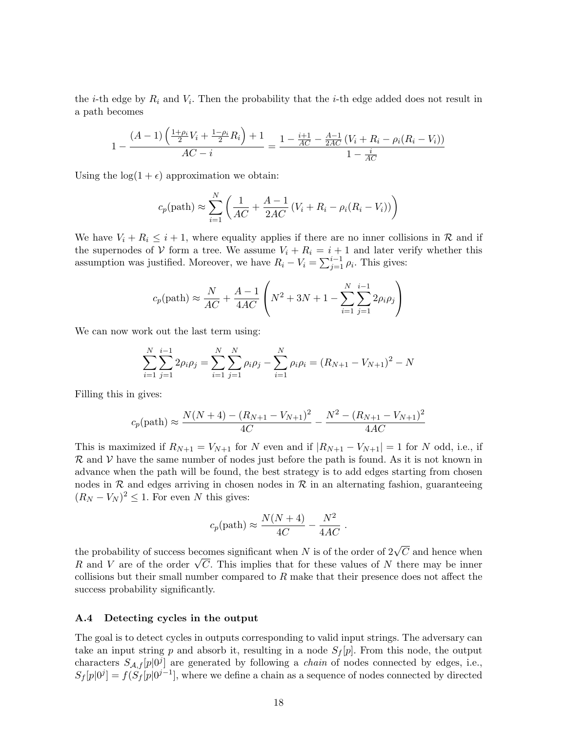the $i$-th edge by $R_i$ and $V_i$. Then the probability that the $i$-th edge added does not result in a path becomes

$$1 - \frac{(A-1)\left(\frac{1+\rho_i}{2}V_i + \frac{1-\rho_i}{2}R_i\right) + 1}{AC - i} = \frac{1 - \frac{i+1}{AC} - \frac{A-1}{2AC}\left(V_i + R_i - \rho_i(R_i - V_i)\right)}{1 - \frac{i}{AC}}$$

Using the $\log(1+\epsilon)$ approximation we obtain:

$$c_p(\text{path}) \approx \sum_{i=1}^{N} \left( \frac{1}{AC} + \frac{A-1}{2AC}\left(V_i + R_i - \rho_i(R_i - V_i)\right) \right)$$

We have $V_i + R_i \leq i + 1$, where equality applies if there are no inner collisions in $\mathcal{R}$ and if the supernodes of $\mathcal{V}$ form a tree. We assume $V_i + R_i = i + 1$ and later verify whether this assumption was justified. Moreover, we have $R_i - V_i = \sum_{j=1}^{i-1} \rho_i$. This gives:

$$c_p(\text{path}) \approx \frac{N}{AC} + \frac{A-1}{4AC}\left( N^2 + 3N + 1 - \sum_{i=1}^{N}\sum_{j=1}^{i-1} 2\rho_i\rho_j \right)$$

We can now work out the last term using:

$$\sum_{i=1}^{N}\sum_{j=1}^{i-1} 2\rho_i\rho_j = \sum_{i=1}^{N}\sum_{j=1}^{N} \rho_i\rho_j - \sum_{i=1}^{N} \rho_i\rho_i = (R_{N+1} - V_{N+1})^2 - N$$

Filling this in gives:

$$c_p(\text{path}) \approx \frac{N(N+4) - (R_{N+1} - V_{N+1})^2}{4C} - \frac{N^2 - (R_{N+1} - V_{N+1})^2}{4AC}$$

This is maximized if $R_{N+1} = V_{N+1}$ for $N$ even and if $|R_{N+1} - V_{N+1}| = 1$ for $N$ odd, i.e., if $\mathcal{R}$ and $\mathcal{V}$ have the same number of nodes just before the path is found. As it is not known in advance when the path will be found, the best strategy is to add edges starting from chosen nodes in $\mathcal{R}$ and edges arriving in chosen nodes in $\mathcal{R}$ in an alternating fashion, guaranteeing $(R_N - V_N)^2 \leq 1$. For even $N$ this gives:

$$c_p(\text{path}) \approx \frac{N(N+4)}{4C} - \frac{N^2}{4AC} .$$

the probability of success becomes significant when $N$ is of the order of $2\sqrt{C}$ and hence when $R$ and $V$ are of the order $\sqrt{C}$. This implies that for these values of $N$ there may be inner collisions but their small number compared to $R$ make that their presence does not affect the success probability significantly.

### A.4 Detecting cycles in the output

The goal is to detect cycles in outputs corresponding to valid input strings. The adversary can take an input string $p$ and absorb it, resulting in a node $S_f[p]$. From this node, the output characters $S_{\mathcal{A},f}[p|0^j]$ are generated by following a *chain* of nodes connected by edges, i.e., $S_f[p|0^j] = f(S_f[p|0^{j-1}]$, where we define a chain as a sequence of nodes connected by directed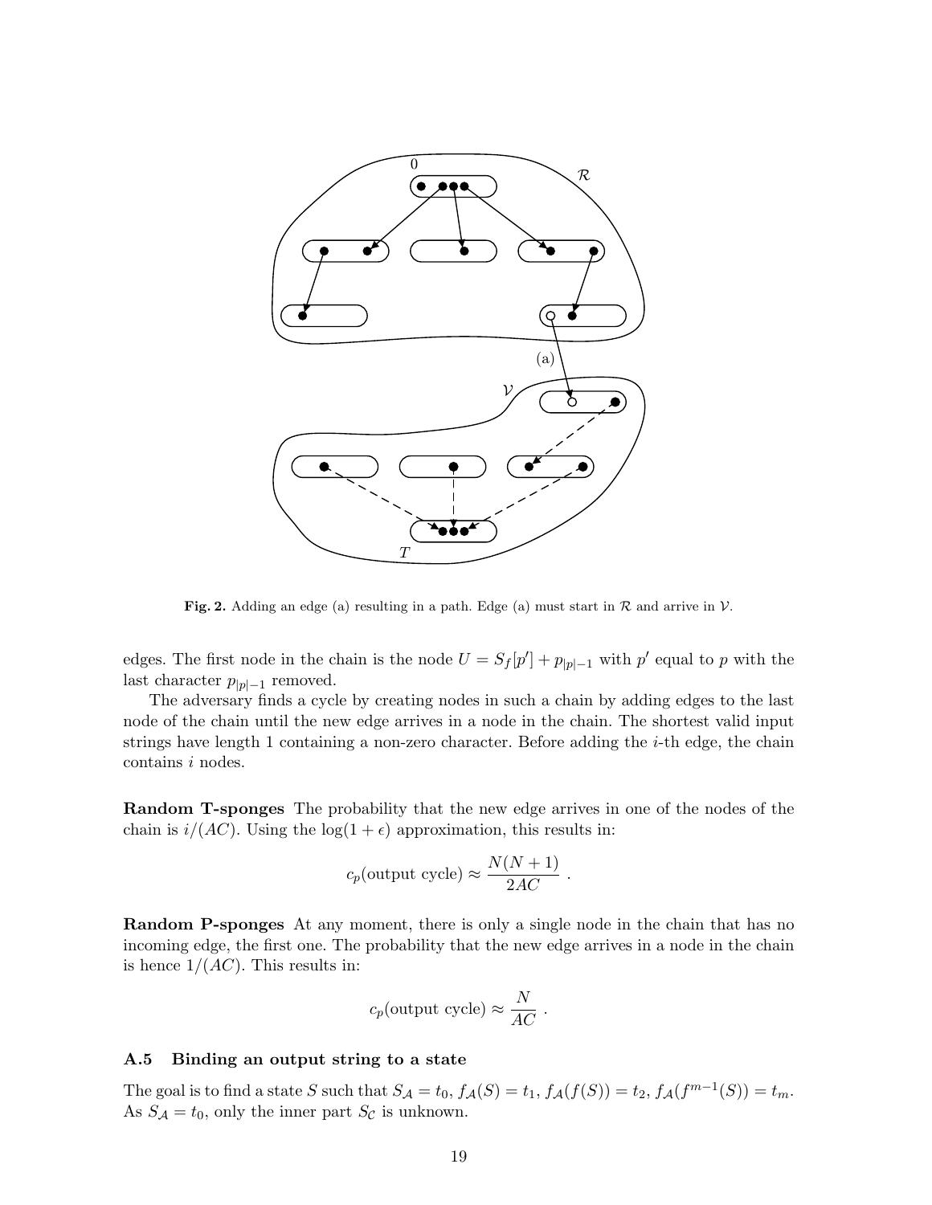**Fig. 2.** Adding an edge (a) resulting in a path. Edge (a) must start in $\mathcal{R}$ and arrive in $\mathcal{V}$.

edges. The first node in the chain is the node $U = S_f[p'] + p_{|p|-1}$ with $p'$ equal to $p$ with the last character $p_{|p|-1}$ removed.

The adversary finds a cycle by creating nodes in such a chain by adding edges to the last node of the chain until the new edge arrives in a node in the chain. The shortest valid input strings have length 1 containing a non-zero character. Before adding the $i$-th edge, the chain contains $i$ nodes.

**Random T-sponges** The probability that the new edge arrives in one of the nodes of the chain is $i/(AC)$. Using the $\log(1+\epsilon)$ approximation, this results in:

$$c_p(\text{output cycle}) \approx \frac{N(N+1)}{2AC} \ .$$

**Random P-sponges** At any moment, there is only a single node in the chain that has no incoming edge, the first one. The probability that the new edge arrives in a node in the chain is hence $1/(AC)$. This results in:

$$c_p(\text{output cycle}) \approx \frac{N}{AC} \ .$$

### A.5 Binding an output string to a state

The goal is to find a state $S$ such that $S_{\mathcal{A}} = t_0$, $f_{\mathcal{A}}(S) = t_1$, $f_{\mathcal{A}}(f(S)) = t_2$, $f_{\mathcal{A}}(f^{m-1}(S)) = t_m$. As $S_{\mathcal{A}} = t_0$, only the inner part $S_{\mathcal{C}}$ is unknown.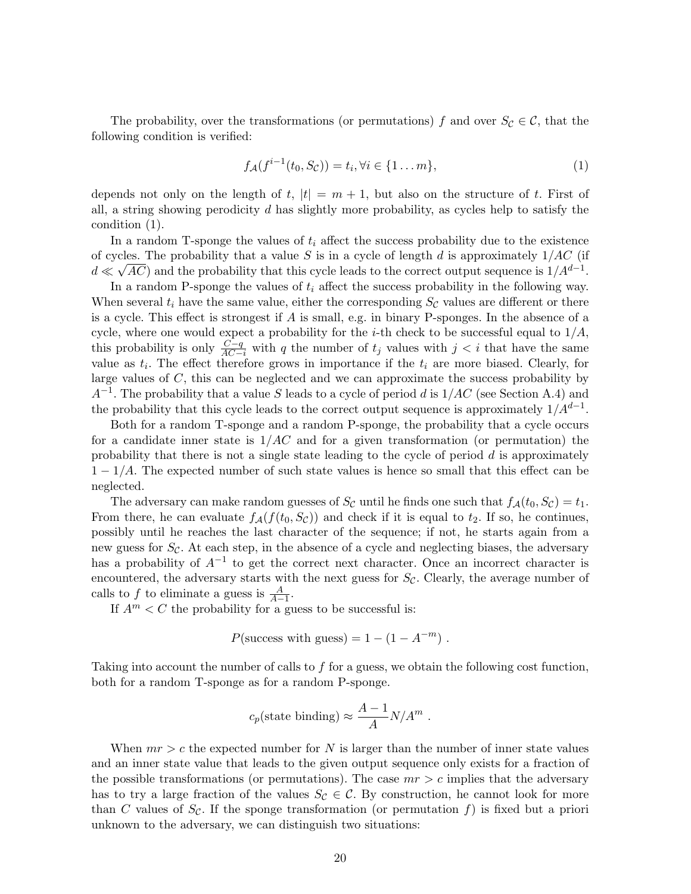The probability, over the transformations (or permutations) $f$ and over $S_\mathcal{C} \in \mathcal{C}$, that the following condition is verified:

$$f_\mathcal{A}(f^{i-1}(t_0, S_\mathcal{C})) = t_i, \forall i \in \{1 \dots m\}, \tag{1}$$

depends not only on the length of $t$, $|t| = m + 1$, but also on the structure of $t$. First of all, a string showing perodicity $d$ has slightly more probability, as cycles help to satisfy the condition (1).

In a random T-sponge the values of $t_i$ affect the success probability due to the existence of cycles. The probability that a value $S$ is in a cycle of length $d$ is approximately $1/AC$ (if $d \ll \sqrt{AC}$) and the probability that this cycle leads to the correct output sequence is $1/A^{d-1}$.

In a random P-sponge the values of $t_i$ affect the success probability in the following way. When several $t_i$ have the same value, either the corresponding $S_\mathcal{C}$ values are different or there is a cycle. This effect is strongest if $A$ is small, e.g. in binary P-sponges. In the absence of a cycle, where one would expect a probability for the $i$-th check to be successful equal to $1/A$, this probability is only $\frac{C-q}{AC-i}$ with $q$ the number of $t_j$ values with $j < i$ that have the same value as $t_i$. The effect therefore grows in importance if the $t_i$ are more biased. Clearly, for large values of $C$, this can be neglected and we can approximate the success probability by $A^{-1}$. The probability that a value $S$ leads to a cycle of period $d$ is $1/AC$ (see Section A.4) and the probability that this cycle leads to the correct output sequence is approximately $1/A^{d-1}$.

Both for a random T-sponge and a random P-sponge, the probability that a cycle occurs for a candidate inner state is $1/AC$ and for a given transformation (or permutation) the probability that there is not a single state leading to the cycle of period $d$ is approximately $1 - 1/A$. The expected number of such state values is hence so small that this effect can be neglected.

The adversary can make random guesses of $S_\mathcal{C}$ until he finds one such that $f_\mathcal{A}(t_0, S_\mathcal{C}) = t_1$. From there, he can evaluate $f_\mathcal{A}(f(t_0, S_\mathcal{C}))$ and check if it is equal to $t_2$. If so, he continues, possibly until he reaches the last character of the sequence; if not, he starts again from a new guess for $S_\mathcal{C}$. At each step, in the absence of a cycle and neglecting biases, the adversary has a probability of $A^{-1}$ to get the correct next character. Once an incorrect character is encountered, the adversary starts with the next guess for $S_\mathcal{C}$. Clearly, the average number of calls to $f$ to eliminate a guess is $\frac{A}{A-1}$.

If $A^m < C$ the probability for a guess to be successful is:

$$P(\text{success with guess}) = 1 - (1 - A^{-m}) \ .$$

Taking into account the number of calls to $f$ for a guess, we obtain the following cost function, both for a random T-sponge as for a random P-sponge.

$$c_p(\text{state binding}) \approx \frac{A-1}{A} N / A^m \ .$$

When $mr > c$ the expected number for $N$ is larger than the number of inner state values and an inner state value that leads to the given output sequence only exists for a fraction of the possible transformations (or permutations). The case $mr > c$ implies that the adversary has to try a large fraction of the values $S_\mathcal{C} \in \mathcal{C}$. By construction, he cannot look for more than $C$ values of $S_\mathcal{C}$. If the sponge transformation (or permutation $f$) is fixed but a priori unknown to the adversary, we can distinguish two situations: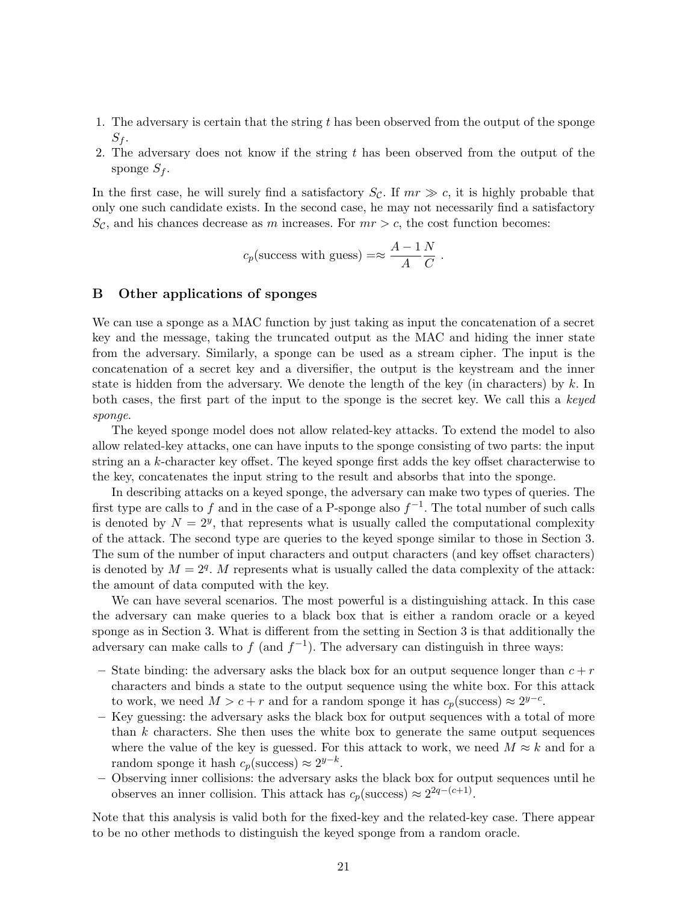1. The adversary is certain that the string $t$ has been observed from the output of the sponge $S_f$.
2. The adversary does not know if the string $t$ has been observed from the output of the sponge $S_f$.

In the first case, he will surely find a satisfactory $S_{\mathcal{C}}$. If $mr \gg c$, it is highly probable that only one such candidate exists. In the second case, he may not necessarily find a satisfactory $S_{\mathcal{C}}$, and his chances decrease as $m$ increases. For $mr > c$, the cost function becomes:

$$c_p(\text{success with guess}) =\approx \frac{A-1}{A}\frac{N}{C} \; .$$

## B Other applications of sponges

We can use a sponge as a MAC function by just taking as input the concatenation of a secret key and the message, taking the truncated output as the MAC and hiding the inner state from the adversary. Similarly, a sponge can be used as a stream cipher. The input is the concatenation of a secret key and a diversifier, the output is the keystream and the inner state is hidden from the adversary. We denote the length of the key (in characters) by $k$. In both cases, the first part of the input to the sponge is the secret key. We call this a *keyed sponge*.

The keyed sponge model does not allow related-key attacks. To extend the model to also allow related-key attacks, one can have inputs to the sponge consisting of two parts: the input string an a $k$-character key offset. The keyed sponge first adds the key offset characterwise to the key, concatenates the input string to the result and absorbs that into the sponge.

In describing attacks on a keyed sponge, the adversary can make two types of queries. The first type are calls to $f$ and in the case of a P-sponge also $f^{-1}$. The total number of such calls is denoted by $N = 2^y$, that represents what is usually called the computational complexity of the attack. The second type are queries to the keyed sponge similar to those in Section 3. The sum of the number of input characters and output characters (and key offset characters) is denoted by $M = 2^q$. $M$ represents what is usually called the data complexity of the attack: the amount of data computed with the key.

We can have several scenarios. The most powerful is a distinguishing attack. In this case the adversary can make queries to a black box that is either a random oracle or a keyed sponge as in Section 3. What is different from the setting in Section 3 is that additionally the adversary can make calls to $f$ (and $f^{-1}$). The adversary can distinguish in three ways:

- State binding: the adversary asks the black box for an output sequence longer than $c + r$ characters and binds a state to the output sequence using the white box. For this attack to work, we need $M > c + r$ and for a random sponge it has $c_p(\text{success}) \approx 2^{y-c}$.
- Key guessing: the adversary asks the black box for output sequences with a total of more than $k$ characters. She then uses the white box to generate the same output sequences where the value of the key is guessed. For this attack to work, we need $M \approx k$ and for a random sponge it hash $c_p(\text{success}) \approx 2^{y-k}$.
- Observing inner collisions: the adversary asks the black box for output sequences until he observes an inner collision. This attack has $c_p(\text{success}) \approx 2^{2q-(c+1)}$.

Note that this analysis is valid both for the fixed-key and the related-key case. There appear to be no other methods to distinguish the keyed sponge from a random oracle.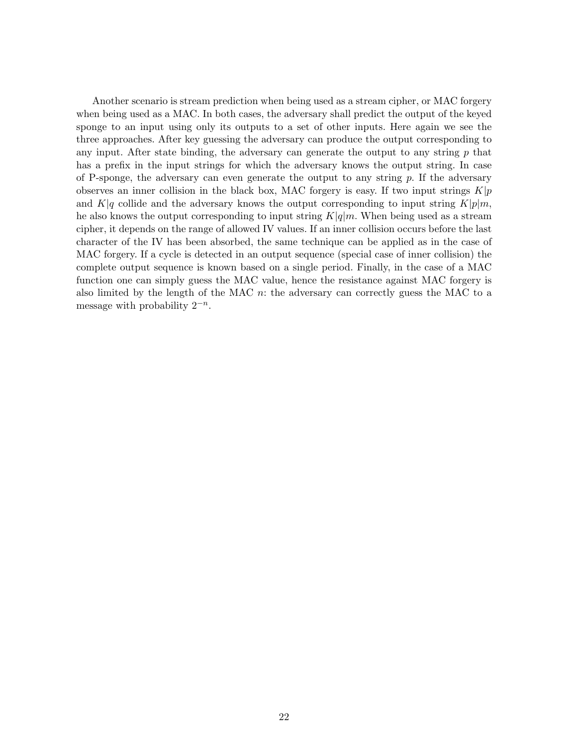Another scenario is stream prediction when being used as a stream cipher, or MAC forgery when being used as a MAC. In both cases, the adversary shall predict the output of the keyed sponge to an input using only its outputs to a set of other inputs. Here again we see the three approaches. After key guessing the adversary can produce the output corresponding to any input. After state binding, the adversary can generate the output to any string $p$ that has a prefix in the input strings for which the adversary knows the output string. In case of P-sponge, the adversary can even generate the output to any string $p$. If the adversary observes an inner collision in the black box, MAC forgery is easy. If two input strings $K|p$ and $K|q$ collide and the adversary knows the output corresponding to input string $K|p|m$, he also knows the output corresponding to input string $K|q|m$. When being used as a stream cipher, it depends on the range of allowed IV values. If an inner collision occurs before the last character of the IV has been absorbed, the same technique can be applied as in the case of MAC forgery. If a cycle is detected in an output sequence (special case of inner collision) the complete output sequence is known based on a single period. Finally, in the case of a MAC function one can simply guess the MAC value, hence the resistance against MAC forgery is also limited by the length of the MAC $n$: the adversary can correctly guess the MAC to a message with probability $2^{-n}$.